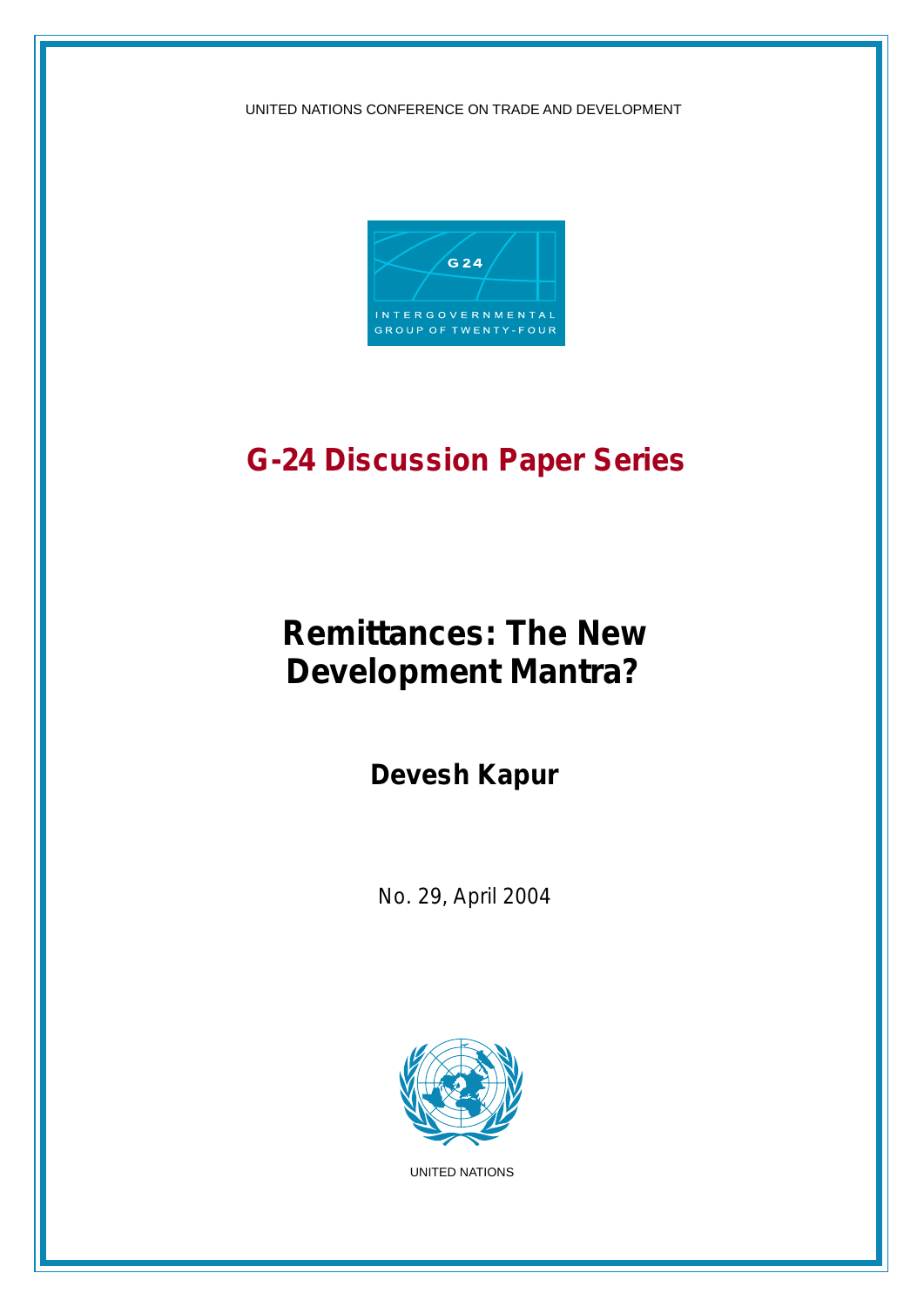UNITED NATIONS CONFERENCE ON TRADE AND DEVELOPMENT

G 24

INTERGOVERNMENTAL GROUP OF TWENTY-FOUR

## G-24 Discussion Paper Series

# Remittances: The New Development Mantra?

**Devesh Kapur**

No. 29, April 2004

UNITED NATIONS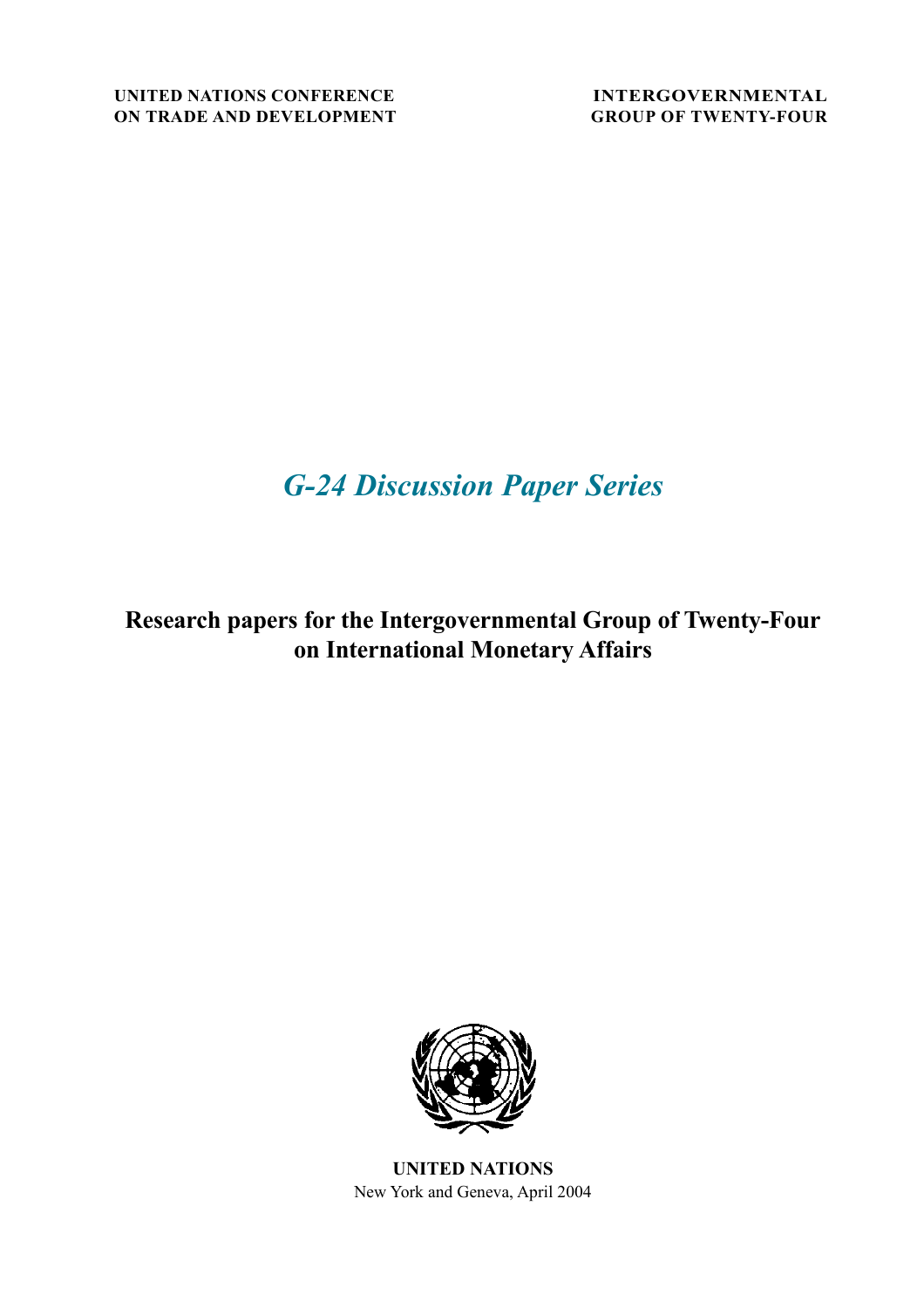**UNITED NATIONS CONFERENCE ON TRADE AND DEVELOPMENT**

**INTERGOVERNMENTAL GROUP OF TWENTY-FOUR**

# *G-24 Discussion Paper Series*

## Research papers for the Intergovernmental Group of Twenty-Four on International Monetary Affairs

**UNITED NATIONS**

New York and Geneva, April 2004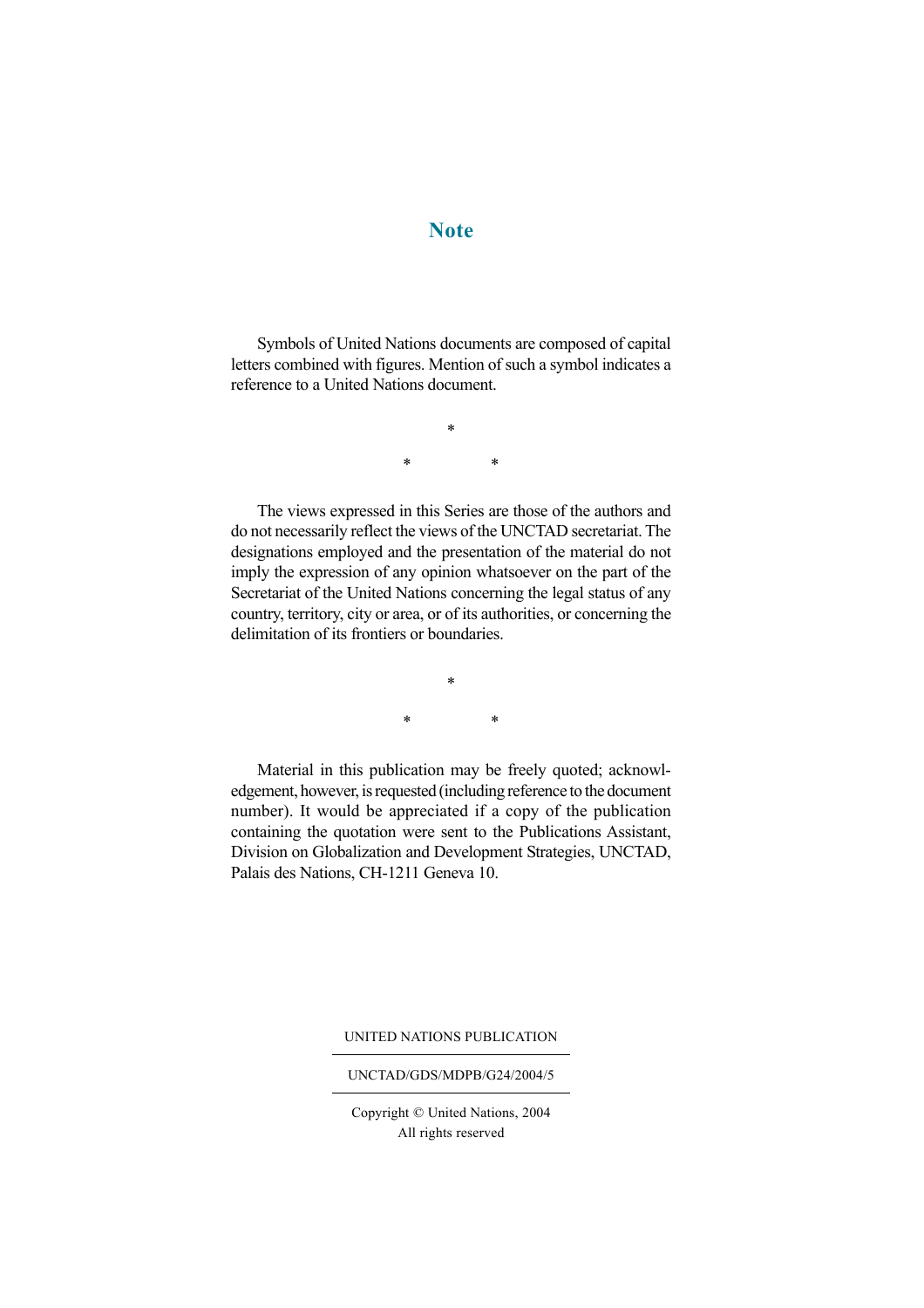# Note

Symbols of United Nations documents are composed of capital letters combined with figures. Mention of such a symbol indicates a reference to a United Nations document.

\*

\* \*

The views expressed in this Series are those of the authors and do not necessarily reflect the views of the UNCTAD secretariat. The designations employed and the presentation of the material do not imply the expression of any opinion whatsoever on the part of the Secretariat of the United Nations concerning the legal status of any country, territory, city or area, or of its authorities, or concerning the delimitation of its frontiers or boundaries.

\*

\* \*

Material in this publication may be freely quoted; acknowledgement, however, is requested (including reference to the document number). It would be appreciated if a copy of the publication containing the quotation were sent to the Publications Assistant, Division on Globalization and Development Strategies, UNCTAD, Palais des Nations, CH-1211 Geneva 10.

UNITED NATIONS PUBLICATION

UNCTAD/GDS/MDPB/G24/2004/5

Copyright © United Nations, 2004
All rights reserved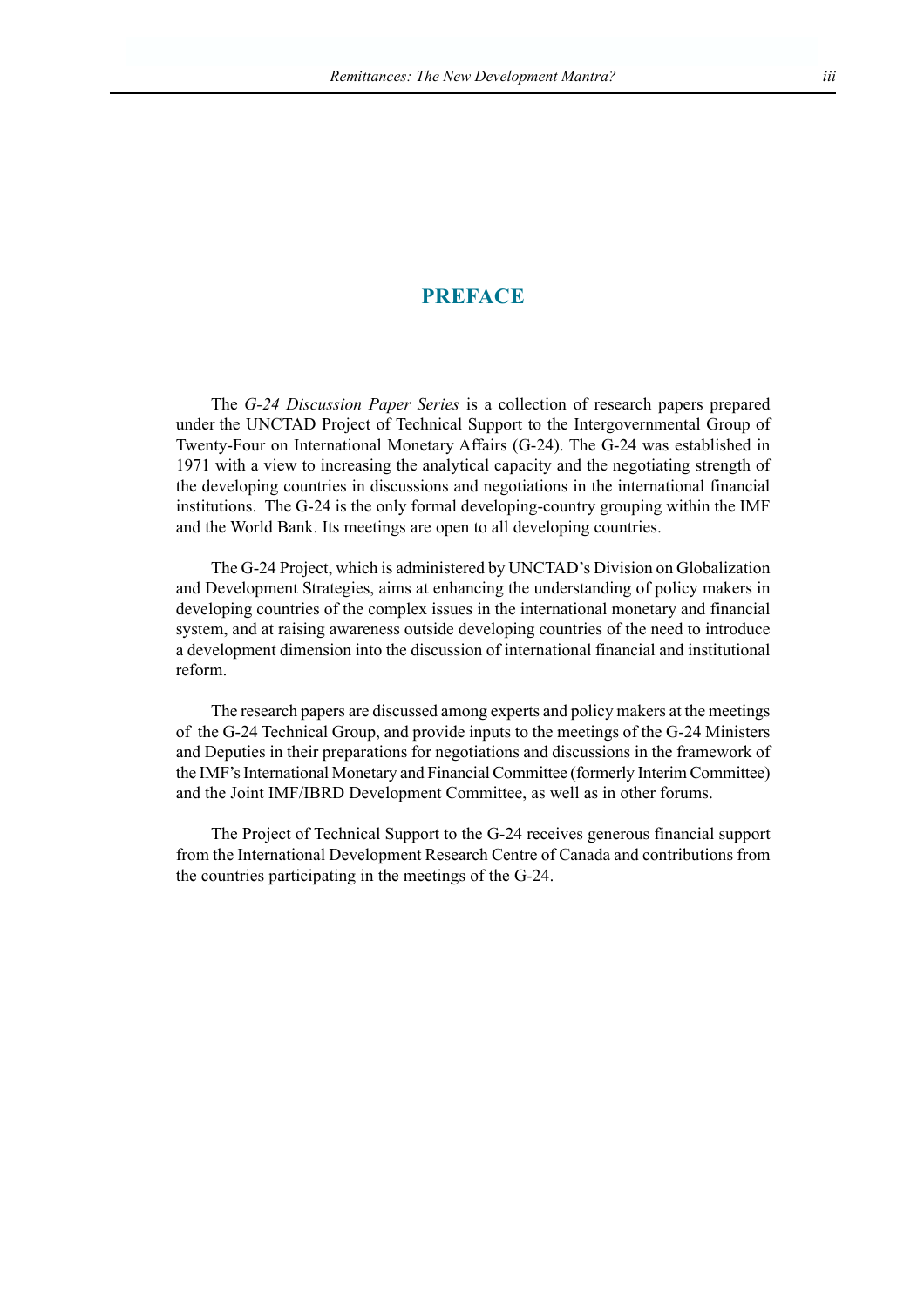# PREFACE

The *G-24 Discussion Paper Series* is a collection of research papers prepared under the UNCTAD Project of Technical Support to the Intergovernmental Group of Twenty-Four on International Monetary Affairs (G-24). The G-24 was established in 1971 with a view to increasing the analytical capacity and the negotiating strength of the developing countries in discussions and negotiations in the international financial institutions. The G-24 is the only formal developing-country grouping within the IMF and the World Bank. Its meetings are open to all developing countries.

The G-24 Project, which is administered by UNCTAD's Division on Globalization and Development Strategies, aims at enhancing the understanding of policy makers in developing countries of the complex issues in the international monetary and financial system, and at raising awareness outside developing countries of the need to introduce a development dimension into the discussion of international financial and institutional reform.

The research papers are discussed among experts and policy makers at the meetings of the G-24 Technical Group, and provide inputs to the meetings of the G-24 Ministers and Deputies in their preparations for negotiations and discussions in the framework of the IMF's International Monetary and Financial Committee (formerly Interim Committee) and the Joint IMF/IBRD Development Committee, as well as in other forums.

The Project of Technical Support to the G-24 receives generous financial support from the International Development Research Centre of Canada and contributions from the countries participating in the meetings of the G-24.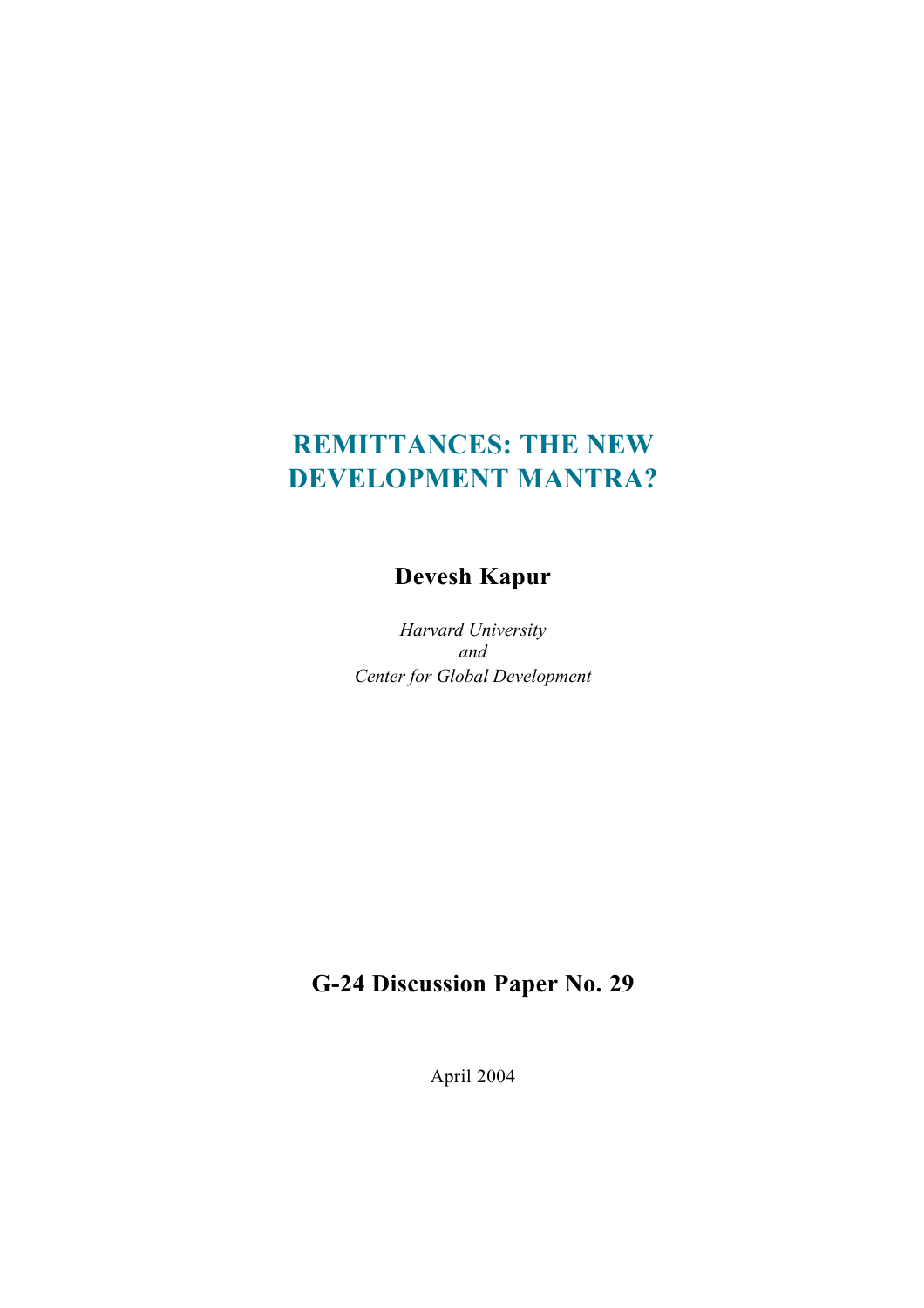# REMITTANCES: THE NEW DEVELOPMENT MANTRA?

**Devesh Kapur**

*Harvard University*
*and*
*Center for Global Development*

**G-24 Discussion Paper No. 29**

April 2004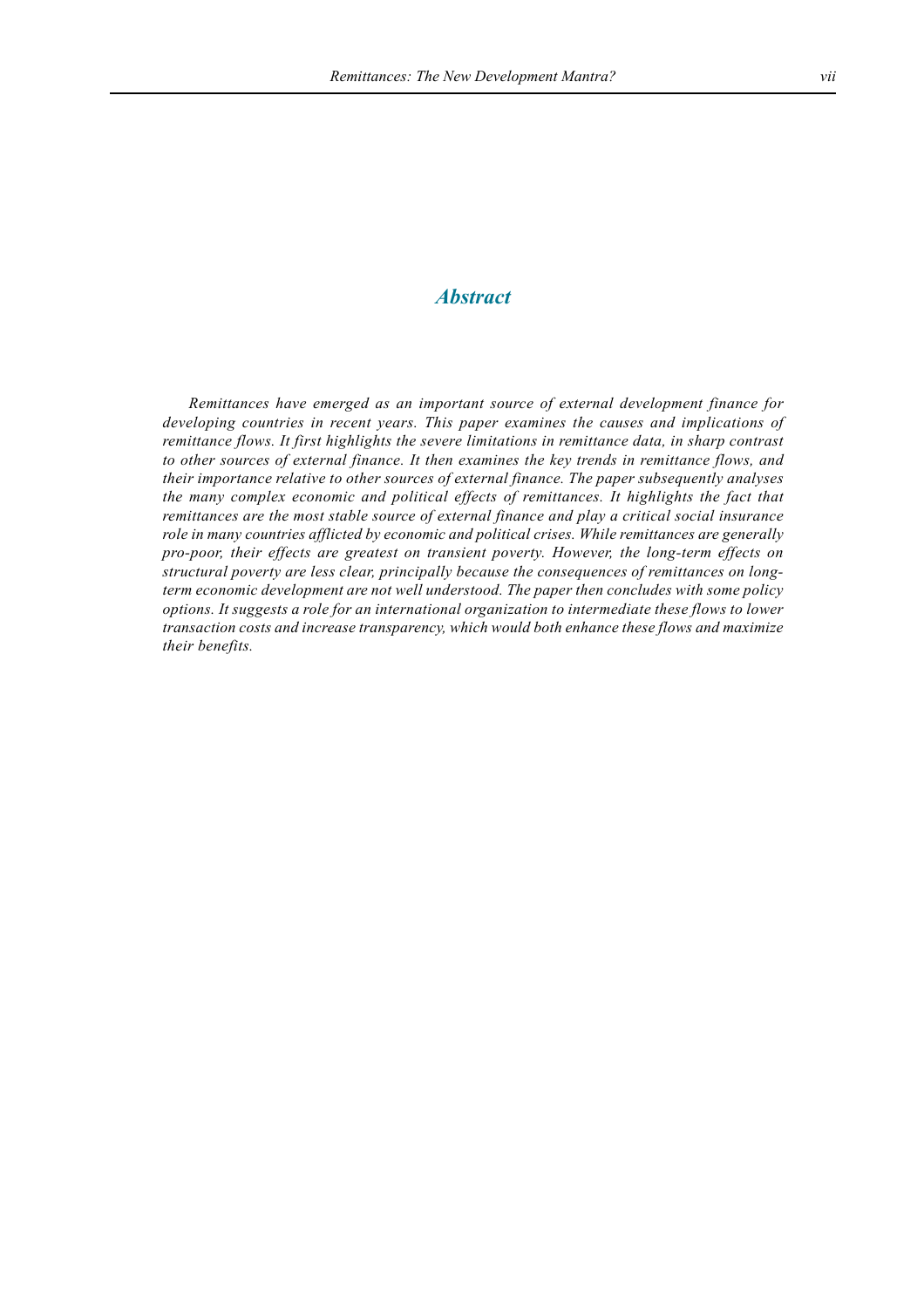# *Abstract*

*Remittances have emerged as an important source of external development finance for developing countries in recent years. This paper examines the causes and implications of remittance flows. It first highlights the severe limitations in remittance data, in sharp contrast to other sources of external finance. It then examines the key trends in remittance flows, and their importance relative to other sources of external finance. The paper subsequently analyses the many complex economic and political effects of remittances. It highlights the fact that remittances are the most stable source of external finance and play a critical social insurance role in many countries afflicted by economic and political crises. While remittances are generally pro-poor, their effects are greatest on transient poverty. However, the long-term effects on structural poverty are less clear, principally because the consequences of remittances on long-term economic development are not well understood. The paper then concludes with some policy options. It suggests a role for an international organization to intermediate these flows to lower transaction costs and increase transparency, which would both enhance these flows and maximize their benefits.*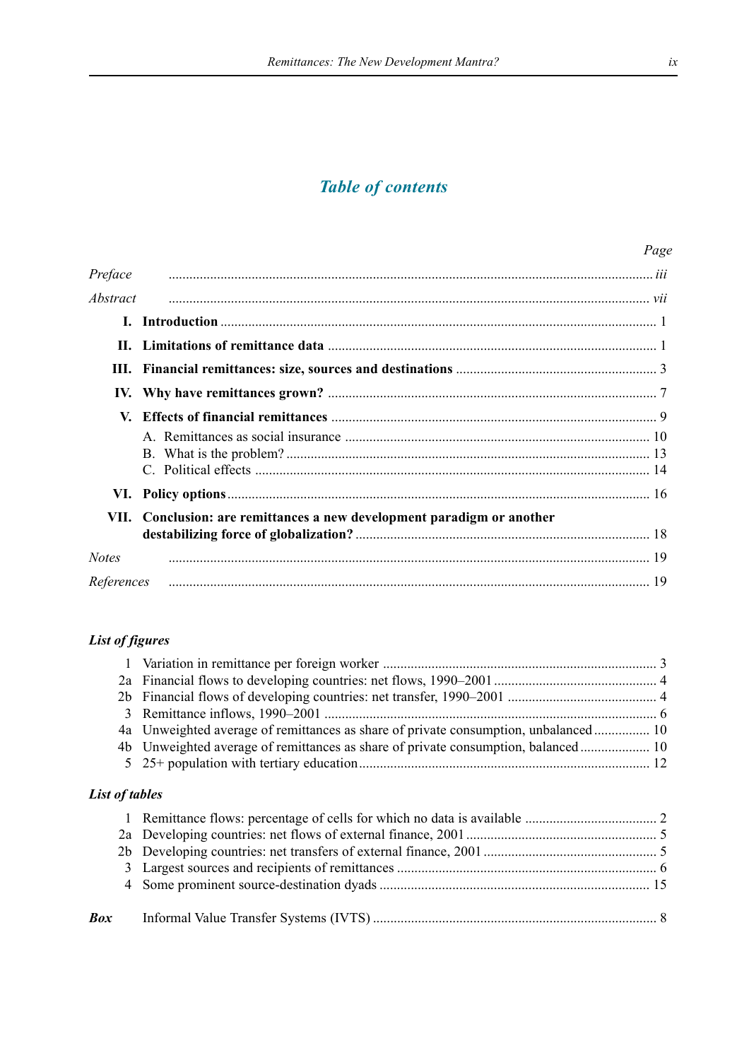# *Table of contents*

| | | Page |
|---|---|---|
| *Preface* | | *iii* |
| *Abstract* | | *vii* |
| **I.** | **Introduction** | 1 |
| **II.** | **Limitations of remittance data** | 1 |
| **III.** | **Financial remittances: size, sources and destinations** | 3 |
| **IV.** | **Why have remittances grown?** | 7 |
| **V.** | **Effects of financial remittances** | 9 |
| | A. Remittances as social insurance | 10 |
| | B. What is the problem? | 13 |
| | C. Political effects | 14 |
| **VI.** | **Policy options** | 16 |
| **VII.** | **Conclusion: are remittances a new development paradigm or another destabilizing force of globalization?** | 18 |
| *Notes* | | 19 |
| *References* | | 19 |

### *List of figures*

| | | |
|---|---|---|
| 1 | Variation in remittance per foreign worker | 3 |
| 2a | Financial flows to developing countries: net flows, 1990–2001 | 4 |
| 2b | Financial flows of developing countries: net transfer, 1990–2001 | 4 |
| 3 | Remittance inflows, 1990–2001 | 6 |
| 4a | Unweighted average of remittances as share of private consumption, unbalanced | 10 |
| 4b | Unweighted average of remittances as share of private consumption, balanced | 10 |
| 5 | 25+ population with tertiary education | 12 |

### *List of tables*

| | | |
|---|---|---|
| 1 | Remittance flows: percentage of cells for which no data is available | 2 |
| 2a | Developing countries: net flows of external finance, 2001 | 5 |
| 2b | Developing countries: net transfers of external finance, 2001 | 5 |
| 3 | Largest sources and recipients of remittances | 6 |
| 4 | Some prominent source-destination dyads | 15 |

| | | |
|---|---|---|
| ***Box*** | Informal Value Transfer Systems (IVTS) | 8 |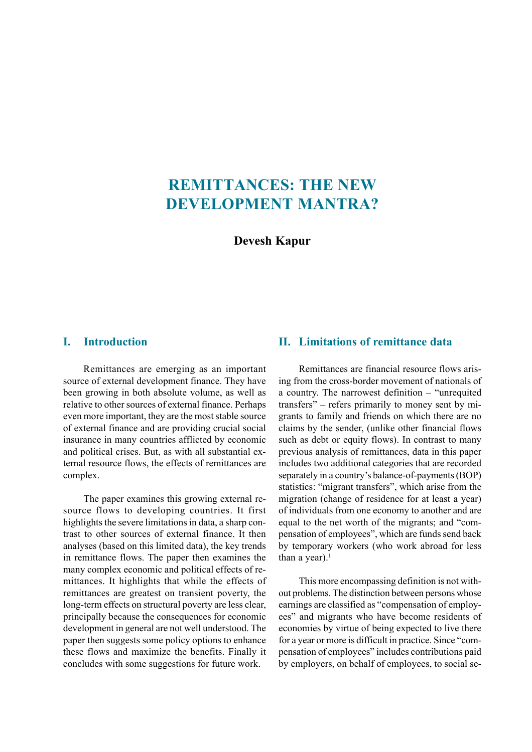# REMITTANCES: THE NEW DEVELOPMENT MANTRA?

**Devesh Kapur**

## I. Introduction

Remittances are emerging as an important source of external development finance. They have been growing in both absolute volume, as well as relative to other sources of external finance. Perhaps even more important, they are the most stable source of external finance and are providing crucial social insurance in many countries afflicted by economic and political crises. But, as with all substantial external resource flows, the effects of remittances are complex.

The paper examines this growing external resource flows to developing countries. It first highlights the severe limitations in data, a sharp contrast to other sources of external finance. It then analyses (based on this limited data), the key trends in remittance flows. The paper then examines the many complex economic and political effects of remittances. It highlights that while the effects of remittances are greatest on transient poverty, the long-term effects on structural poverty are less clear, principally because the consequences for economic development in general are not well understood. The paper then suggests some policy options to enhance these flows and maximize the benefits. Finally it concludes with some suggestions for future work.

## II. Limitations of remittance data

Remittances are financial resource flows arising from the cross-border movement of nationals of a country. The narrowest definition – "unrequited transfers" – refers primarily to money sent by migrants to family and friends on which there are no claims by the sender, (unlike other financial flows such as debt or equity flows). In contrast to many previous analysis of remittances, data in this paper includes two additional categories that are recorded separately in a country's balance-of-payments (BOP) statistics: "migrant transfers", which arise from the migration (change of residence for at least a year) of individuals from one economy to another and are equal to the net worth of the migrants; and "compensation of employees", which are funds send back by temporary workers (who work abroad for less than a year).[1]

This more encompassing definition is not without problems. The distinction between persons whose earnings are classified as "compensation of employees" and migrants who have become residents of economies by virtue of being expected to live there for a year or more is difficult in practice. Since "compensation of employees" includes contributions paid by employers, on behalf of employees, to social se-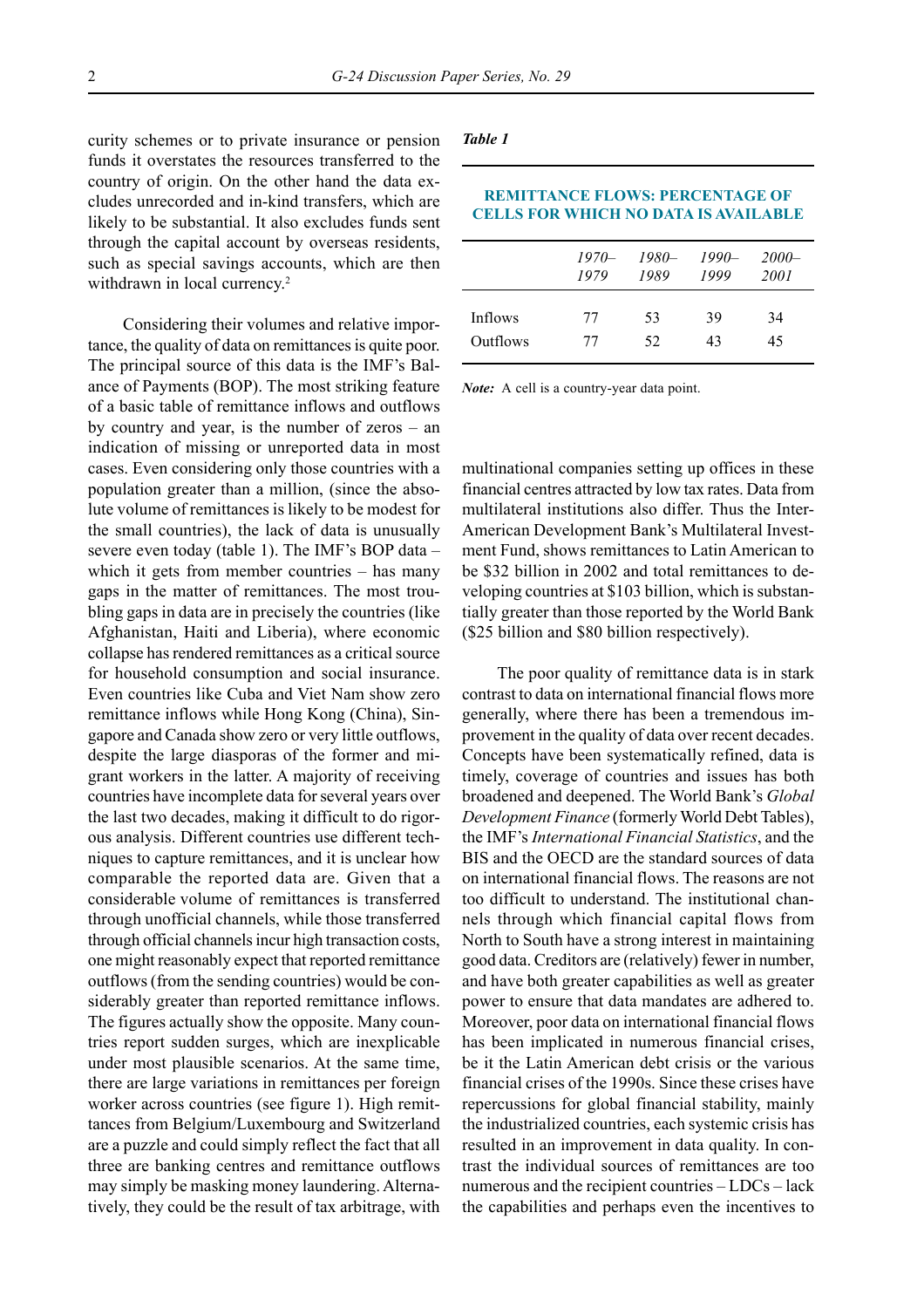curity schemes or to private insurance or pension funds it overstates the resources transferred to the country of origin. On the other hand the data excludes unrecorded and in-kind transfers, which are likely to be substantial. It also excludes funds sent through the capital account by overseas residents, such as special savings accounts, which are then withdrawn in local currency.[2]

Considering their volumes and relative importance, the quality of data on remittances is quite poor. The principal source of this data is the IMF's Balance of Payments (BOP). The most striking feature of a basic table of remittance inflows and outflows by country and year, is the number of zeros – an indication of missing or unreported data in most cases. Even considering only those countries with a population greater than a million, (since the absolute volume of remittances is likely to be modest for the small countries), the lack of data is unusually severe even today (table 1). The IMF's BOP data – which it gets from member countries – has many gaps in the matter of remittances. The most troubling gaps in data are in precisely the countries (like Afghanistan, Haiti and Liberia), where economic collapse has rendered remittances as a critical source for household consumption and social insurance. Even countries like Cuba and Viet Nam show zero remittance inflows while Hong Kong (China), Singapore and Canada show zero or very little outflows, despite the large diasporas of the former and migrant workers in the latter. A majority of receiving countries have incomplete data for several years over the last two decades, making it difficult to do rigorous analysis. Different countries use different techniques to capture remittances, and it is unclear how comparable the reported data are. Given that a considerable volume of remittances is transferred through unofficial channels, while those transferred through official channels incur high transaction costs, one might reasonably expect that reported remittance outflows (from the sending countries) would be considerably greater than reported remittance inflows. The figures actually show the opposite. Many countries report sudden surges, which are inexplicable under most plausible scenarios. At the same time, there are large variations in remittances per foreign worker across countries (see figure 1). High remittances from Belgium/Luxembourg and Switzerland are a puzzle and could simply reflect the fact that all three are banking centres and remittance outflows may simply be masking money laundering. Alternatively, they could be the result of tax arbitrage, with multinational companies setting up offices in these financial centres attracted by low tax rates. Data from multilateral institutions also differ. Thus the Inter-American Development Bank's Multilateral Investment Fund, shows remittances to Latin American to be $32 billion in 2002 and total remittances to developing countries at $103 billion, which is substantially greater than those reported by the World Bank ($25 billion and $80 billion respectively).

***Table 1***

**REMITTANCE FLOWS: PERCENTAGE OF CELLS FOR WHICH NO DATA IS AVAILABLE**

| | *1970–1979* | *1980–1989* | *1990–1999* | *2000–2001* |
|---|---|---|---|---|
| Inflows | 77 | 53 | 39 | 34 |
| Outflows | 77 | 52 | 43 | 45 |

***Note:*** A cell is a country-year data point.

The poor quality of remittance data is in stark contrast to data on international financial flows more generally, where there has been a tremendous improvement in the quality of data over recent decades. Concepts have been systematically refined, data is timely, coverage of countries and issues has both broadened and deepened. The World Bank's *Global Development Finance* (formerly World Debt Tables), the IMF's *International Financial Statistics*, and the BIS and the OECD are the standard sources of data on international financial flows. The reasons are not too difficult to understand. The institutional channels through which financial capital flows from North to South have a strong interest in maintaining good data. Creditors are (relatively) fewer in number, and have both greater capabilities as well as greater power to ensure that data mandates are adhered to. Moreover, poor data on international financial flows has been implicated in numerous financial crises, be it the Latin American debt crisis or the various financial crises of the 1990s. Since these crises have repercussions for global financial stability, mainly the industrialized countries, each systemic crisis has resulted in an improvement in data quality. In contrast the individual sources of remittances are too numerous and the recipient countries – LDCs – lack the capabilities and perhaps even the incentives to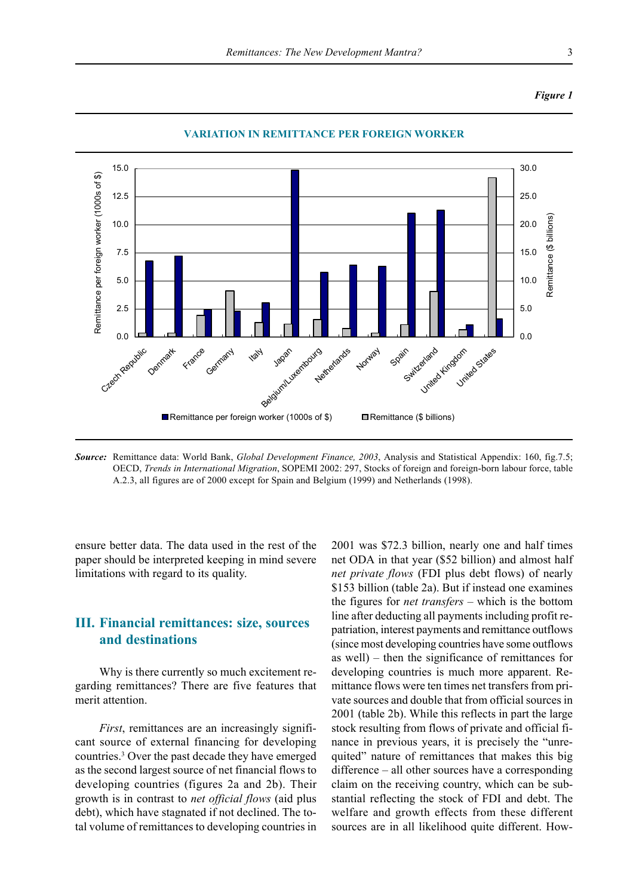*Figure 1*

**VARIATION IN REMITTANCE PER FOREIGN WORKER**

**Source:** Remittance data: World Bank, *Global Development Finance, 2003*, Analysis and Statistical Appendix: 160, fig.7.5; OECD, *Trends in International Migration*, SOPEMI 2002: 297, Stocks of foreign and foreign-born labour force, table A.2.3, all figures are of 2000 except for Spain and Belgium (1999) and Netherlands (1998).

ensure better data. The data used in the rest of the paper should be interpreted keeping in mind severe limitations with regard to its quality.

## III. Financial remittances: size, sources and destinations

Why is there currently so much excitement regarding remittances? There are five features that merit attention.

*First*, remittances are an increasingly significant source of external financing for developing countries.[3] Over the past decade they have emerged as the second largest source of net financial flows to developing countries (figures 2a and 2b). Their growth is in contrast to *net official flows* (aid plus debt), which have stagnated if not declined. The total volume of remittances to developing countries in 2001 was $72.3 billion, nearly one and half times net ODA in that year ($52 billion) and almost half *net private flows* (FDI plus debt flows) of nearly $153 billion (table 2a). But if instead one examines the figures for *net transfers* – which is the bottom line after deducting all payments including profit repatriation, interest payments and remittance outflows (since most developing countries have some outflows as well) – then the significance of remittances for developing countries is much more apparent. Remittance flows were ten times net transfers from private sources and double that from official sources in 2001 (table 2b). While this reflects in part the large stock resulting from flows of private and official finance in previous years, it is precisely the "unrequited" nature of remittances that makes this big difference – all other sources have a corresponding claim on the receiving country, which can be substantial reflecting the stock of FDI and debt. The welfare and growth effects from these different sources are in all likelihood quite different. How-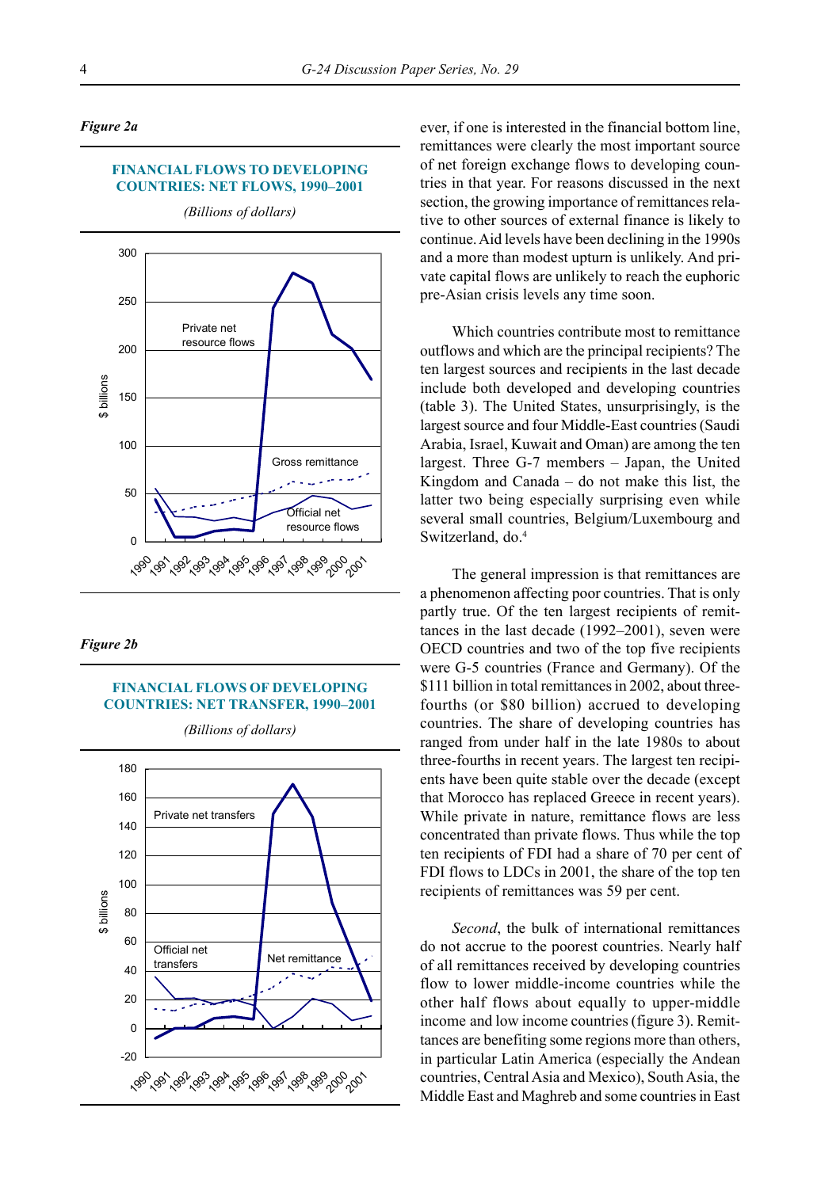*Figure 2a*

**FINANCIAL FLOWS TO DEVELOPING COUNTRIES: NET FLOWS, 1990–2001**

*(Billions of dollars)*

*Figure 2b*

**FINANCIAL FLOWS OF DEVELOPING COUNTRIES: NET TRANSFER, 1990–2001**

*(Billions of dollars)*

ever, if one is interested in the financial bottom line, remittances were clearly the most important source of net foreign exchange flows to developing countries in that year. For reasons discussed in the next section, the growing importance of remittances relative to other sources of external finance is likely to continue. Aid levels have been declining in the 1990s and a more than modest upturn is unlikely. And private capital flows are unlikely to reach the euphoric pre-Asian crisis levels any time soon.

Which countries contribute most to remittance outflows and which are the principal recipients? The ten largest sources and recipients in the last decade include both developed and developing countries (table 3). The United States, unsurprisingly, is the largest source and four Middle-East countries (Saudi Arabia, Israel, Kuwait and Oman) are among the ten largest. Three G-7 members – Japan, the United Kingdom and Canada – do not make this list, the latter two being especially surprising even while several small countries, Belgium/Luxembourg and Switzerland, do.[4]

The general impression is that remittances are a phenomenon affecting poor countries. That is only partly true. Of the ten largest recipients of remittances in the last decade (1992–2001), seven were OECD countries and two of the top five recipients were G-5 countries (France and Germany). Of the $111 billion in total remittances in 2002, about three-fourths (or $80 billion) accrued to developing countries. The share of developing countries has ranged from under half in the late 1980s to about three-fourths in recent years. The largest ten recipients have been quite stable over the decade (except that Morocco has replaced Greece in recent years). While private in nature, remittance flows are less concentrated than private flows. Thus while the top ten recipients of FDI had a share of 70 per cent of FDI flows to LDCs in 2001, the share of the top ten recipients of remittances was 59 per cent.

*Second*, the bulk of international remittances do not accrue to the poorest countries. Nearly half of all remittances received by developing countries flow to lower middle-income countries while the other half flows about equally to upper-middle income and low income countries (figure 3). Remittances are benefiting some regions more than others, in particular Latin America (especially the Andean countries, Central Asia and Mexico), South Asia, the Middle East and Maghreb and some countries in East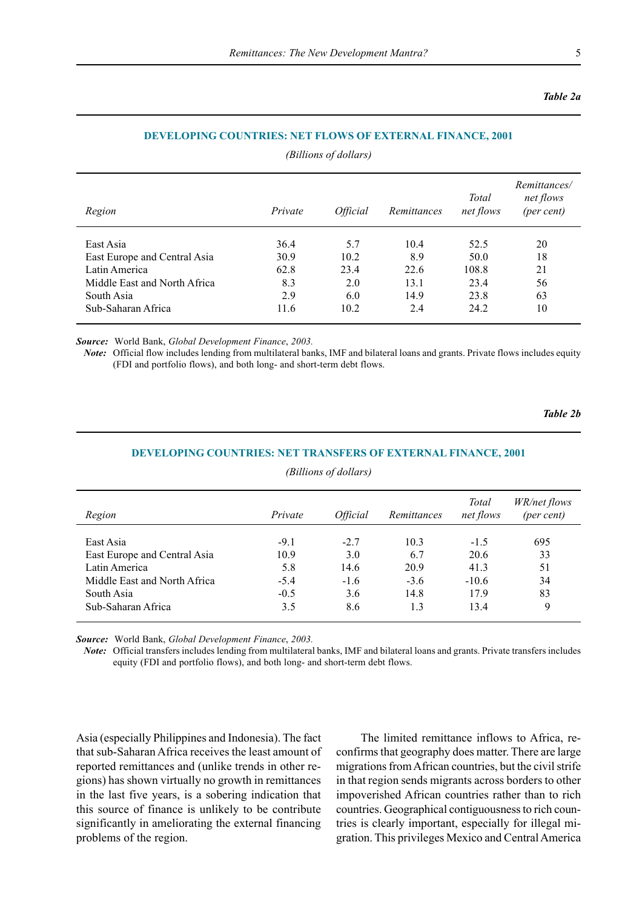*Table 2a*

**DEVELOPING COUNTRIES: NET FLOWS OF EXTERNAL FINANCE, 2001**

*(Billions of dollars)*

| *Region* | *Private* | *Official* | *Remittances* | *Total net flows* | *Remittances/ net flows (per cent)* |
|---|---|---|---|---|---|
| East Asia | 36.4 | 5.7 | 10.4 | 52.5 | 20 |
| East Europe and Central Asia | 30.9 | 10.2 | 8.9 | 50.0 | 18 |
| Latin America | 62.8 | 23.4 | 22.6 | 108.8 | 21 |
| Middle East and North Africa | 8.3 | 2.0 | 13.1 | 23.4 | 56 |
| South Asia | 2.9 | 6.0 | 14.9 | 23.8 | 63 |
| Sub-Saharan Africa | 11.6 | 10.2 | 2.4 | 24.2 | 10 |

***Source:*** World Bank, *Global Development Finance*, *2003.*

***Note:*** Official flow includes lending from multilateral banks, IMF and bilateral loans and grants. Private flows includes equity (FDI and portfolio flows), and both long- and short-term debt flows.

*Table 2b*

**DEVELOPING COUNTRIES: NET TRANSFERS OF EXTERNAL FINANCE, 2001**

*(Billions of dollars)*

| *Region* | *Private* | *Official* | *Remittances* | *Total net flows* | *WR/net flows (per cent)* |
|---|---|---|---|---|---|
| East Asia | -9.1 | -2.7 | 10.3 | -1.5 | 695 |
| East Europe and Central Asia | 10.9 | 3.0 | 6.7 | 20.6 | 33 |
| Latin America | 5.8 | 14.6 | 20.9 | 41.3 | 51 |
| Middle East and North Africa | -5.4 | -1.6 | -3.6 | -10.6 | 34 |
| South Asia | -0.5 | 3.6 | 14.8 | 17.9 | 83 |
| Sub-Saharan Africa | 3.5 | 8.6 | 1.3 | 13.4 | 9 |

***Source:*** World Bank, *Global Development Finance*, *2003.*

***Note:*** Official transfers includes lending from multilateral banks, IMF and bilateral loans and grants. Private transfers includes equity (FDI and portfolio flows), and both long- and short-term debt flows.

Asia (especially Philippines and Indonesia). The fact that sub-Saharan Africa receives the least amount of reported remittances and (unlike trends in other regions) has shown virtually no growth in remittances in the last five years, is a sobering indication that this source of finance is unlikely to be contribute significantly in ameliorating the external financing problems of the region.

The limited remittance inflows to Africa, reconfirms that geography does matter. There are large migrations from African countries, but the civil strife in that region sends migrants across borders to other impoverished African countries rather than to rich countries. Geographical contiguousness to rich countries is clearly important, especially for illegal migration. This privileges Mexico and Central America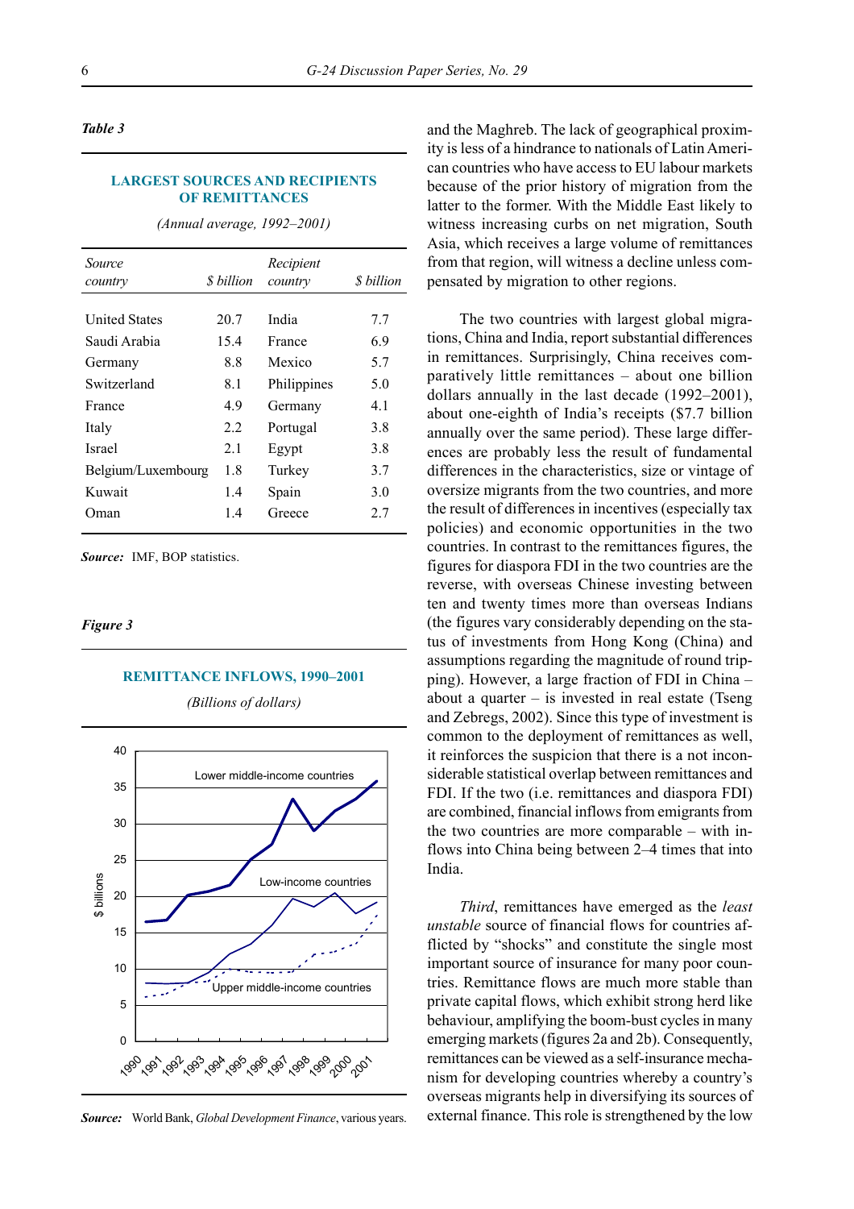*Table 3*

**LARGEST SOURCES AND RECIPIENTS OF REMITTANCES**

*(Annual average, 1992–2001)*

| *Source country* | *$ billion* | *Recipient country* | *$ billion* |
|---|---|---|---|
| United States | 20.7 | India | 7.7 |
| Saudi Arabia | 15.4 | France | 6.9 |
| Germany | 8.8 | Mexico | 5.7 |
| Switzerland | 8.1 | Philippines | 5.0 |
| France | 4.9 | Germany | 4.1 |
| Italy | 2.2 | Portugal | 3.8 |
| Israel | 2.1 | Egypt | 3.8 |
| Belgium/Luxembourg | 1.8 | Turkey | 3.7 |
| Kuwait | 1.4 | Spain | 3.0 |
| Oman | 1.4 | Greece | 2.7 |

***Source:*** IMF, BOP statistics.

*Figure 3*

**REMITTANCE INFLOWS, 1990–2001**

*(Billions of dollars)*

***Source:*** World Bank, *Global Development Finance*, various years.

and the Maghreb. The lack of geographical proximity is less of a hindrance to nationals of Latin American countries who have access to EU labour markets because of the prior history of migration from the latter to the former. With the Middle East likely to witness increasing curbs on net migration, South Asia, which receives a large volume of remittances from that region, will witness a decline unless compensated by migration to other regions.

The two countries with largest global migrations, China and India, report substantial differences in remittances. Surprisingly, China receives comparatively little remittances – about one billion dollars annually in the last decade (1992–2001), about one-eighth of India's receipts ($7.7 billion annually over the same period). These large differences are probably less the result of fundamental differences in the characteristics, size or vintage of oversize migrants from the two countries, and more the result of differences in incentives (especially tax policies) and economic opportunities in the two countries. In contrast to the remittances figures, the figures for diaspora FDI in the two countries are the reverse, with overseas Chinese investing between ten and twenty times more than overseas Indians (the figures vary considerably depending on the status of investments from Hong Kong (China) and assumptions regarding the magnitude of round tripping). However, a large fraction of FDI in China – about a quarter – is invested in real estate (Tseng and Zebregs, 2002). Since this type of investment is common to the deployment of remittances as well, it reinforces the suspicion that there is a not inconsiderable statistical overlap between remittances and FDI. If the two (i.e. remittances and diaspora FDI) are combined, financial inflows from emigrants from the two countries are more comparable – with inflows into China being between 2–4 times that into India.

*Third*, remittances have emerged as the *least unstable* source of financial flows for countries afflicted by "shocks" and constitute the single most important source of insurance for many poor countries. Remittance flows are much more stable than private capital flows, which exhibit strong herd like behaviour, amplifying the boom-bust cycles in many emerging markets (figures 2a and 2b). Consequently, remittances can be viewed as a self-insurance mechanism for developing countries whereby a country's overseas migrants help in diversifying its sources of external finance. This role is strengthened by the low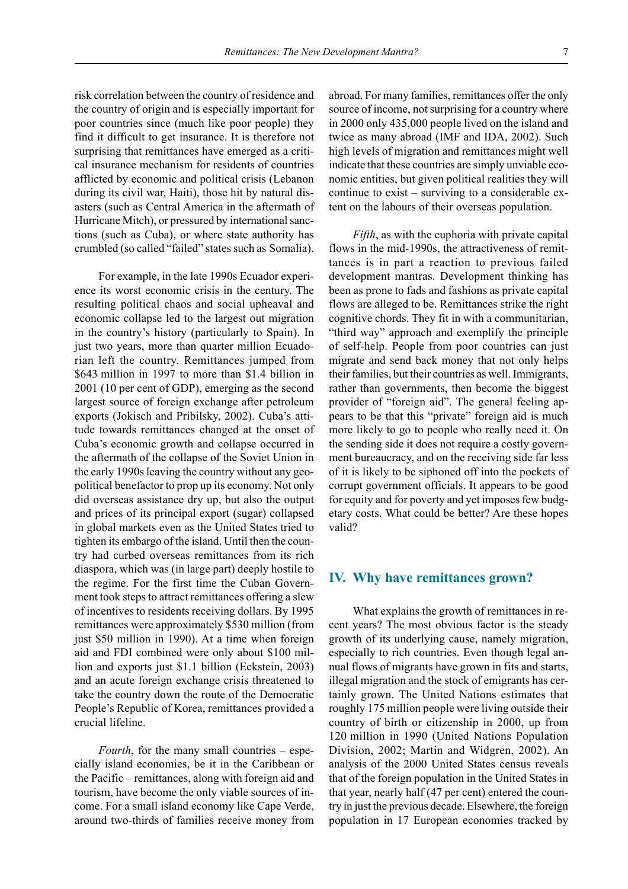risk correlation between the country of residence and the country of origin and is especially important for poor countries since (much like poor people) they find it difficult to get insurance. It is therefore not surprising that remittances have emerged as a critical insurance mechanism for residents of countries afflicted by economic and political crisis (Lebanon during its civil war, Haiti), those hit by natural disasters (such as Central America in the aftermath of Hurricane Mitch), or pressured by international sanctions (such as Cuba), or where state authority has crumbled (so called "failed" states such as Somalia).

For example, in the late 1990s Ecuador experience its worst economic crisis in the century. The resulting political chaos and social upheaval and economic collapse led to the largest out migration in the country's history (particularly to Spain). In just two years, more than quarter million Ecuadorian left the country. Remittances jumped from \$643 million in 1997 to more than \$1.4 billion in 2001 (10 per cent of GDP), emerging as the second largest source of foreign exchange after petroleum exports (Jokisch and Pribilsky, 2002). Cuba's attitude towards remittances changed at the onset of Cuba's economic growth and collapse occurred in the aftermath of the collapse of the Soviet Union in the early 1990s leaving the country without any geopolitical benefactor to prop up its economy. Not only did overseas assistance dry up, but also the output and prices of its principal export (sugar) collapsed in global markets even as the United States tried to tighten its embargo of the island. Until then the country had curbed overseas remittances from its rich diaspora, which was (in large part) deeply hostile to the regime. For the first time the Cuban Government took steps to attract remittances offering a slew of incentives to residents receiving dollars. By 1995 remittances were approximately \$530 million (from just \$50 million in 1990). At a time when foreign aid and FDI combined were only about \$100 million and exports just \$1.1 billion (Eckstein, 2003) and an acute foreign exchange crisis threatened to take the country down the route of the Democratic People's Republic of Korea, remittances provided a crucial lifeline.

*Fourth*, for the many small countries – especially island economies, be it in the Caribbean or the Pacific – remittances, along with foreign aid and tourism, have become the only viable sources of income. For a small island economy like Cape Verde, around two-thirds of families receive money from abroad. For many families, remittances offer the only source of income, not surprising for a country where in 2000 only 435,000 people lived on the island and twice as many abroad (IMF and IDA, 2002). Such high levels of migration and remittances might well indicate that these countries are simply unviable economic entities, but given political realities they will continue to exist – surviving to a considerable extent on the labours of their overseas population.

*Fifth*, as with the euphoria with private capital flows in the mid-1990s, the attractiveness of remittances is in part a reaction to previous failed development mantras. Development thinking has been as prone to fads and fashions as private capital flows are alleged to be. Remittances strike the right cognitive chords. They fit in with a communitarian, "third way" approach and exemplify the principle of self-help. People from poor countries can just migrate and send back money that not only helps their families, but their countries as well. Immigrants, rather than governments, then become the biggest provider of "foreign aid". The general feeling appears to be that this "private" foreign aid is much more likely to go to people who really need it. On the sending side it does not require a costly government bureaucracy, and on the receiving side far less of it is likely to be siphoned off into the pockets of corrupt government officials. It appears to be good for equity and for poverty and yet imposes few budgetary costs. What could be better? Are these hopes valid?

## IV. Why have remittances grown?

What explains the growth of remittances in recent years? The most obvious factor is the steady growth of its underlying cause, namely migration, especially to rich countries. Even though legal annual flows of migrants have grown in fits and starts, illegal migration and the stock of emigrants has certainly grown. The United Nations estimates that roughly 175 million people were living outside their country of birth or citizenship in 2000, up from 120 million in 1990 (United Nations Population Division, 2002; Martin and Widgren, 2002). An analysis of the 2000 United States census reveals that of the foreign population in the United States in that year, nearly half (47 per cent) entered the country in just the previous decade. Elsewhere, the foreign population in 17 European economies tracked by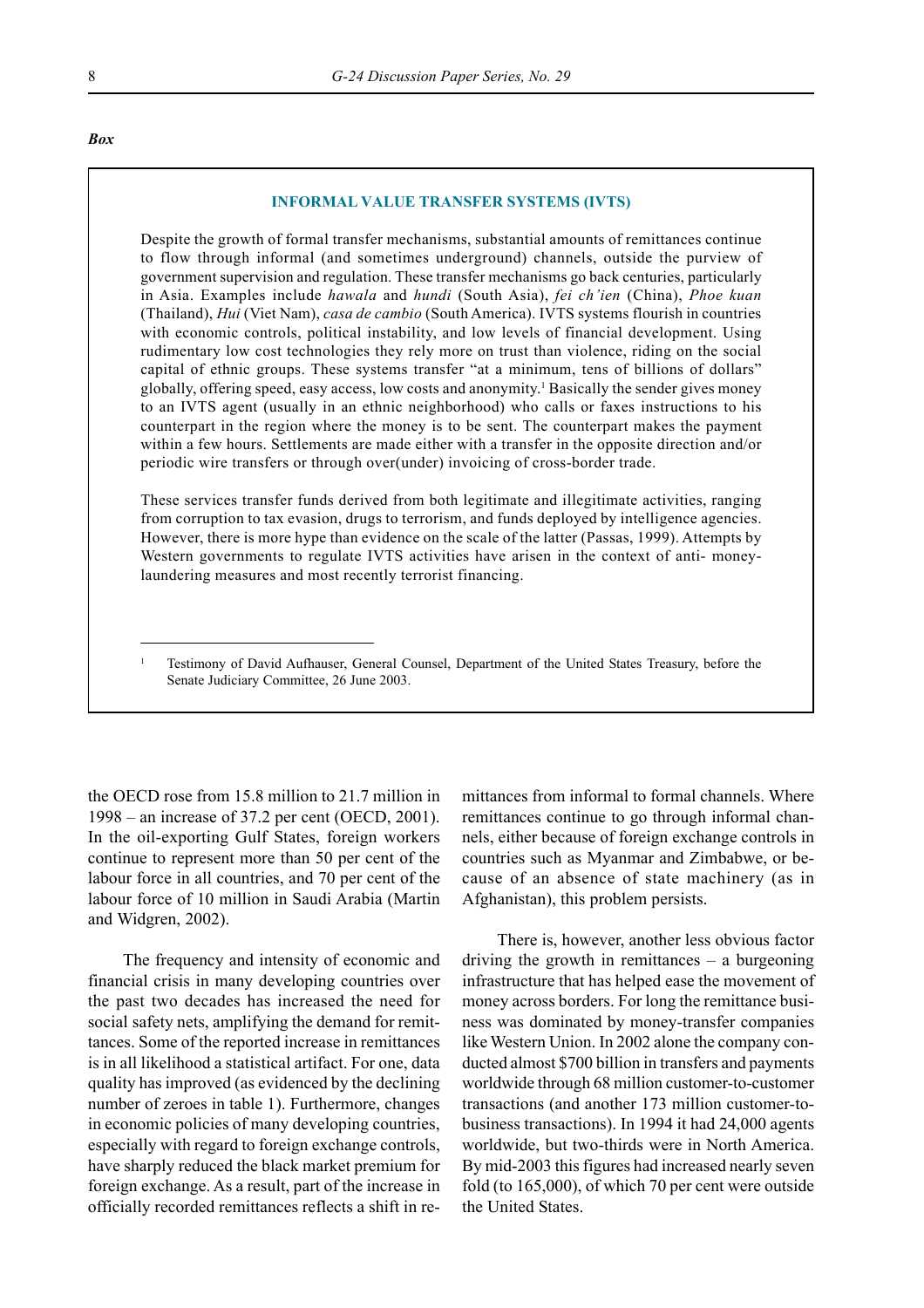*Box*

**INFORMAL VALUE TRANSFER SYSTEMS (IVTS)**

Despite the growth of formal transfer mechanisms, substantial amounts of remittances continue to flow through informal (and sometimes underground) channels, outside the purview of government supervision and regulation. These transfer mechanisms go back centuries, particularly in Asia. Examples include *hawala* and *hundi* (South Asia), *fei ch'ien* (China), *Phoe kuan* (Thailand), *Hui* (Viet Nam), *casa de cambio* (South America). IVTS systems flourish in countries with economic controls, political instability, and low levels of financial development. Using rudimentary low cost technologies they rely more on trust than violence, riding on the social capital of ethnic groups. These systems transfer "at a minimum, tens of billions of dollars" globally, offering speed, easy access, low costs and anonymity.[1] Basically the sender gives money to an IVTS agent (usually in an ethnic neighborhood) who calls or faxes instructions to his counterpart in the region where the money is to be sent. The counterpart makes the payment within a few hours. Settlements are made either with a transfer in the opposite direction and/or periodic wire transfers or through over(under) invoicing of cross-border trade.

These services transfer funds derived from both legitimate and illegitimate activities, ranging from corruption to tax evasion, drugs to terrorism, and funds deployed by intelligence agencies. However, there is more hype than evidence on the scale of the latter (Passas, 1999). Attempts by Western governments to regulate IVTS activities have arisen in the context of anti- money-laundering measures and most recently terrorist financing.

[1] Testimony of David Aufhauser, General Counsel, Department of the United States Treasury, before the Senate Judiciary Committee, 26 June 2003.

the OECD rose from 15.8 million to 21.7 million in 1998 – an increase of 37.2 per cent (OECD, 2001). In the oil-exporting Gulf States, foreign workers continue to represent more than 50 per cent of the labour force in all countries, and 70 per cent of the labour force of 10 million in Saudi Arabia (Martin and Widgren, 2002).

The frequency and intensity of economic and financial crisis in many developing countries over the past two decades has increased the need for social safety nets, amplifying the demand for remittances. Some of the reported increase in remittances is in all likelihood a statistical artifact. For one, data quality has improved (as evidenced by the declining number of zeroes in table 1). Furthermore, changes in economic policies of many developing countries, especially with regard to foreign exchange controls, have sharply reduced the black market premium for foreign exchange. As a result, part of the increase in officially recorded remittances reflects a shift in remittances from informal to formal channels. Where remittances continue to go through informal channels, either because of foreign exchange controls in countries such as Myanmar and Zimbabwe, or because of an absence of state machinery (as in Afghanistan), this problem persists.

There is, however, another less obvious factor driving the growth in remittances – a burgeoning infrastructure that has helped ease the movement of money across borders. For long the remittance business was dominated by money-transfer companies like Western Union. In 2002 alone the company conducted almost $700 billion in transfers and payments worldwide through 68 million customer-to-customer transactions (and another 173 million customer-to-business transactions). In 1994 it had 24,000 agents worldwide, but two-thirds were in North America. By mid-2003 this figures had increased nearly seven fold (to 165,000), of which 70 per cent were outside the United States.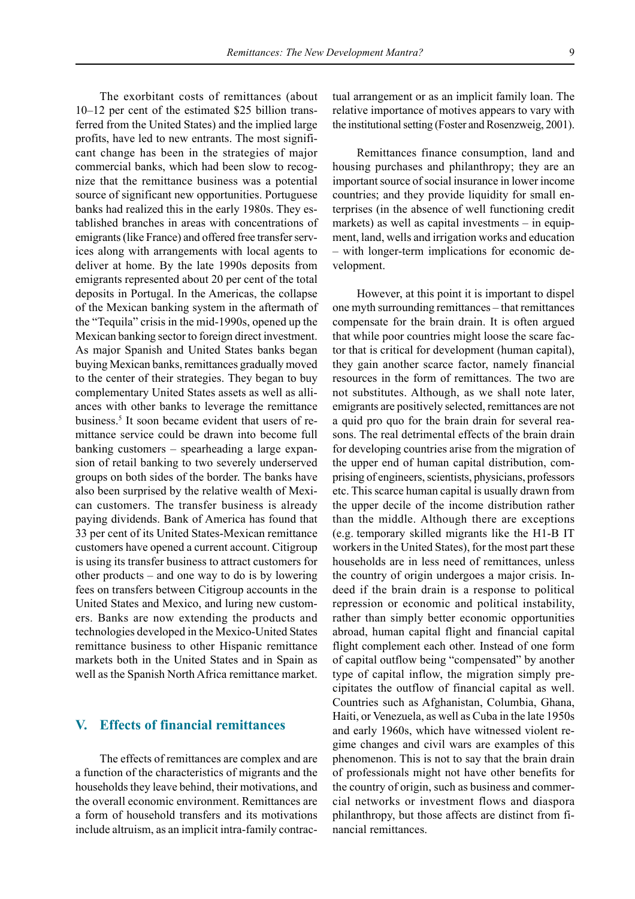The exorbitant costs of remittances (about 10–12 per cent of the estimated $25 billion transferred from the United States) and the implied large profits, have led to new entrants. The most significant change has been in the strategies of major commercial banks, which had been slow to recognize that the remittance business was a potential source of significant new opportunities. Portuguese banks had realized this in the early 1980s. They established branches in areas with concentrations of emigrants (like France) and offered free transfer services along with arrangements with local agents to deliver at home. By the late 1990s deposits from emigrants represented about 20 per cent of the total deposits in Portugal. In the Americas, the collapse of the Mexican banking system in the aftermath of the "Tequila" crisis in the mid-1990s, opened up the Mexican banking sector to foreign direct investment. As major Spanish and United States banks began buying Mexican banks, remittances gradually moved to the center of their strategies. They began to buy complementary United States assets as well as alliances with other banks to leverage the remittance business.[5] It soon became evident that users of remittance service could be drawn into become full banking customers – spearheading a large expansion of retail banking to two severely underserved groups on both sides of the border. The banks have also been surprised by the relative wealth of Mexican customers. The transfer business is already paying dividends. Bank of America has found that 33 per cent of its United States-Mexican remittance customers have opened a current account. Citigroup is using its transfer business to attract customers for other products – and one way to do is by lowering fees on transfers between Citigroup accounts in the United States and Mexico, and luring new customers. Banks are now extending the products and technologies developed in the Mexico-United States remittance business to other Hispanic remittance markets both in the United States and in Spain as well as the Spanish North Africa remittance market.

## V. Effects of financial remittances

The effects of remittances are complex and are a function of the characteristics of migrants and the households they leave behind, their motivations, and the overall economic environment. Remittances are a form of household transfers and its motivations include altruism, as an implicit intra-family contractual arrangement or as an implicit family loan. The relative importance of motives appears to vary with the institutional setting (Foster and Rosenzweig, 2001).

Remittances finance consumption, land and housing purchases and philanthropy; they are an important source of social insurance in lower income countries; and they provide liquidity for small enterprises (in the absence of well functioning credit markets) as well as capital investments – in equipment, land, wells and irrigation works and education – with longer-term implications for economic development.

However, at this point it is important to dispel one myth surrounding remittances – that remittances compensate for the brain drain. It is often argued that while poor countries might loose the scare factor that is critical for development (human capital), they gain another scarce factor, namely financial resources in the form of remittances. The two are not substitutes. Although, as we shall note later, emigrants are positively selected, remittances are not a quid pro quo for the brain drain for several reasons. The real detrimental effects of the brain drain for developing countries arise from the migration of the upper end of human capital distribution, comprising of engineers, scientists, physicians, professors etc. This scarce human capital is usually drawn from the upper decile of the income distribution rather than the middle. Although there are exceptions (e.g. temporary skilled migrants like the H1-B IT workers in the United States), for the most part these households are in less need of remittances, unless the country of origin undergoes a major crisis. Indeed if the brain drain is a response to political repression or economic and political instability, rather than simply better economic opportunities abroad, human capital flight and financial capital flight complement each other. Instead of one form of capital outflow being "compensated" by another type of capital inflow, the migration simply precipitates the outflow of financial capital as well. Countries such as Afghanistan, Columbia, Ghana, Haiti, or Venezuela, as well as Cuba in the late 1950s and early 1960s, which have witnessed violent regime changes and civil wars are examples of this phenomenon. This is not to say that the brain drain of professionals might not have other benefits for the country of origin, such as business and commercial networks or investment flows and diaspora philanthropy, but those affects are distinct from financial remittances.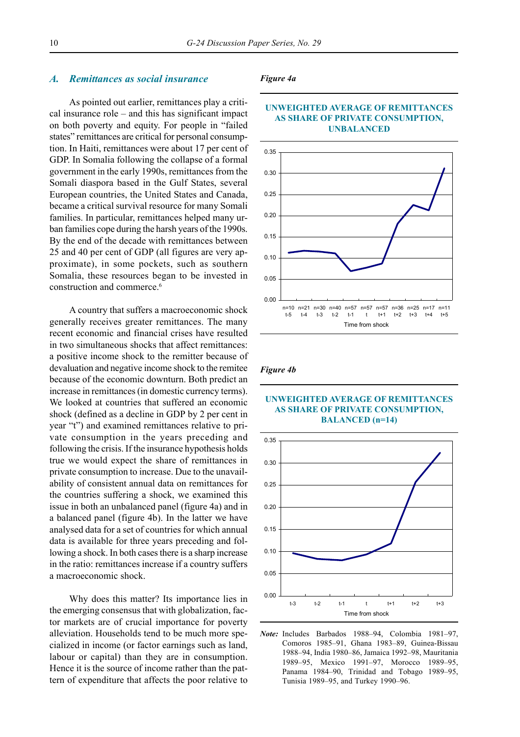## A. *Remittances as social insurance*

As pointed out earlier, remittances play a critical insurance role – and this has significant impact on both poverty and equity. For people in "failed states" remittances are critical for personal consumption. In Haiti, remittances were about 17 per cent of GDP. In Somalia following the collapse of a formal government in the early 1990s, remittances from the Somali diaspora based in the Gulf States, several European countries, the United States and Canada, became a critical survival resource for many Somali families. In particular, remittances helped many urban families cope during the harsh years of the 1990s. By the end of the decade with remittances between 25 and 40 per cent of GDP (all figures are very approximate), in some pockets, such as southern Somalia, these resources began to be invested in construction and commerce.[6]

A country that suffers a macroeconomic shock generally receives greater remittances. The many recent economic and financial crises have resulted in two simultaneous shocks that affect remittances: a positive income shock to the remitter because of devaluation and negative income shock to the remitee because of the economic downturn. Both predict an increase in remittances (in domestic currency terms). We looked at countries that suffered an economic shock (defined as a decline in GDP by 2 per cent in year "t") and examined remittances relative to private consumption in the years preceding and following the crisis. If the insurance hypothesis holds true we would expect the share of remittances in private consumption to increase. Due to the unavailability of consistent annual data on remittances for the countries suffering a shock, we examined this issue in both an unbalanced panel (figure 4a) and in a balanced panel (figure 4b). In the latter we have analysed data for a set of countries for which annual data is available for three years preceding and following a shock. In both cases there is a sharp increase in the ratio: remittances increase if a country suffers a macroeconomic shock.

Why does this matter? Its importance lies in the emerging consensus that with globalization, factor markets are of crucial importance for poverty alleviation. Households tend to be much more specialized in income (or factor earnings such as land, labour or capital) than they are in consumption. Hence it is the source of income rather than the pattern of expenditure that affects the poor relative to

***Figure 4a***

**UNWEIGHTED AVERAGE OF REMITTANCES AS SHARE OF PRIVATE CONSUMPTION, UNBALANCED**

| Time from shock | t-5 | t-4 | t-3 | t-2 | t-1 | t | t+1 | t+2 | t+3 | t+4 | t+5 |
|---|---|---|---|---|---|---|---|---|---|---|---|
| n | n=10 | n=21 | n=30 | n=40 | n=57 | n=57 | n=57 | n=36 | n=25 | n=17 | n=11 |

***Figure 4b***

**UNWEIGHTED AVERAGE OF REMITTANCES AS SHARE OF PRIVATE CONSUMPTION, BALANCED (n=14)**

*Note:* Includes Barbados 1988–94, Colombia 1981–97, Comoros 1985–91, Ghana 1983–89, Guinea-Bissau 1988–94, India 1980–86, Jamaica 1992–98, Mauritania 1989–95, Mexico 1991–97, Morocco 1989–95, Panama 1984–90, Trinidad and Tobago 1989–95, Tunisia 1989–95, and Turkey 1990–96.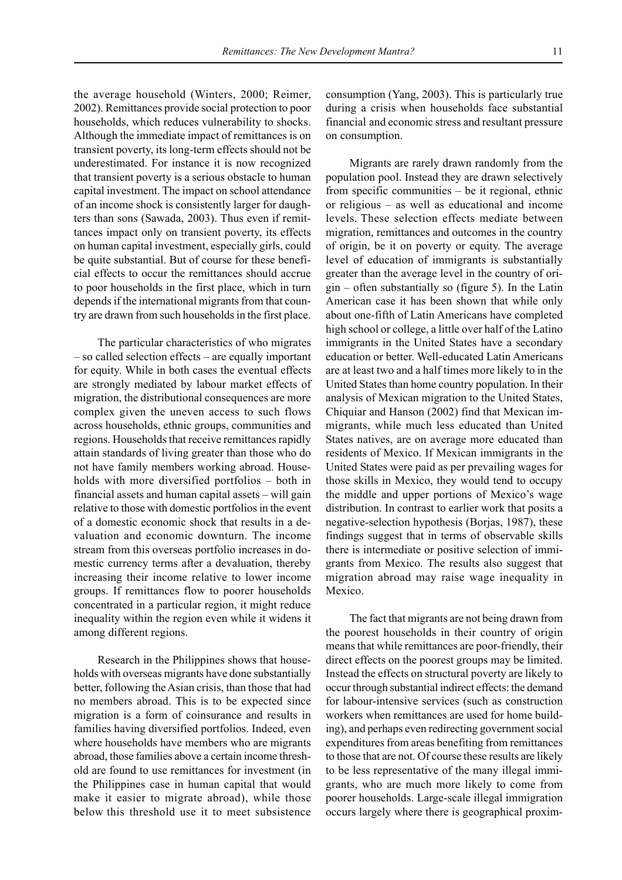the average household (Winters, 2000; Reimer, 2002). Remittances provide social protection to poor households, which reduces vulnerability to shocks. Although the immediate impact of remittances is on transient poverty, its long-term effects should not be underestimated. For instance it is now recognized that transient poverty is a serious obstacle to human capital investment. The impact on school attendance of an income shock is consistently larger for daughters than sons (Sawada, 2003). Thus even if remittances impact only on transient poverty, its effects on human capital investment, especially girls, could be quite substantial. But of course for these beneficial effects to occur the remittances should accrue to poor households in the first place, which in turn depends if the international migrants from that country are drawn from such households in the first place.

The particular characteristics of who migrates – so called selection effects – are equally important for equity. While in both cases the eventual effects are strongly mediated by labour market effects of migration, the distributional consequences are more complex given the uneven access to such flows across households, ethnic groups, communities and regions. Households that receive remittances rapidly attain standards of living greater than those who do not have family members working abroad. Households with more diversified portfolios – both in financial assets and human capital assets – will gain relative to those with domestic portfolios in the event of a domestic economic shock that results in a devaluation and economic downturn. The income stream from this overseas portfolio increases in domestic currency terms after a devaluation, thereby increasing their income relative to lower income groups. If remittances flow to poorer households concentrated in a particular region, it might reduce inequality within the region even while it widens it among different regions.

Research in the Philippines shows that households with overseas migrants have done substantially better, following the Asian crisis, than those that had no members abroad. This is to be expected since migration is a form of coinsurance and results in families having diversified portfolios. Indeed, even where households have members who are migrants abroad, those families above a certain income threshold are found to use remittances for investment (in the Philippines case in human capital that would make it easier to migrate abroad), while those below this threshold use it to meet subsistence consumption (Yang, 2003). This is particularly true during a crisis when households face substantial financial and economic stress and resultant pressure on consumption.

Migrants are rarely drawn randomly from the population pool. Instead they are drawn selectively from specific communities – be it regional, ethnic or religious – as well as educational and income levels. These selection effects mediate between migration, remittances and outcomes in the country of origin, be it on poverty or equity. The average level of education of immigrants is substantially greater than the average level in the country of origin – often substantially so (figure 5). In the Latin American case it has been shown that while only about one-fifth of Latin Americans have completed high school or college, a little over half of the Latino immigrants in the United States have a secondary education or better. Well-educated Latin Americans are at least two and a half times more likely to in the United States than home country population. In their analysis of Mexican migration to the United States, Chiquiar and Hanson (2002) find that Mexican immigrants, while much less educated than United States natives, are on average more educated than residents of Mexico. If Mexican immigrants in the United States were paid as per prevailing wages for those skills in Mexico, they would tend to occupy the middle and upper portions of Mexico's wage distribution. In contrast to earlier work that posits a negative-selection hypothesis (Borjas, 1987), these findings suggest that in terms of observable skills there is intermediate or positive selection of immigrants from Mexico. The results also suggest that migration abroad may raise wage inequality in Mexico.

The fact that migrants are not being drawn from the poorest households in their country of origin means that while remittances are poor-friendly, their direct effects on the poorest groups may be limited. Instead the effects on structural poverty are likely to occur through substantial indirect effects: the demand for labour-intensive services (such as construction workers when remittances are used for home building), and perhaps even redirecting government social expenditures from areas benefiting from remittances to those that are not. Of course these results are likely to be less representative of the many illegal immigrants, who are much more likely to come from poorer households. Large-scale illegal immigration occurs largely where there is geographical proxim-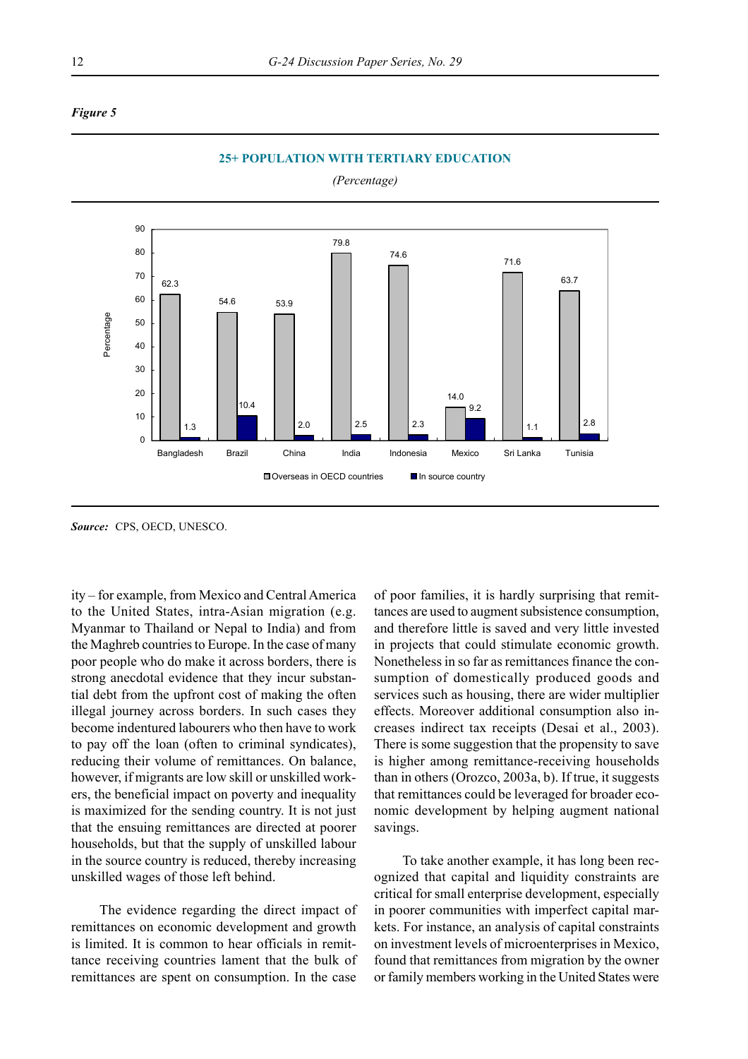*Figure 5*

**25+ POPULATION WITH TERTIARY EDUCATION**

*(Percentage)*

| Country | Overseas in OECD countries | In source country |
|---|---|---|
| Bangladesh | 62.3 | 1.3 |
| Brazil | 54.6 | 10.4 |
| China | 53.9 | 2.0 |
| India | 79.8 | 2.5 |
| Indonesia | 74.6 | 2.3 |
| Mexico | 14.0 | 9.2 |
| Sri Lanka | 71.6 | 1.1 |
| Tunisia | 63.7 | 2.8 |

***Source:*** CPS, OECD, UNESCO.

ity – for example, from Mexico and Central America to the United States, intra-Asian migration (e.g. Myanmar to Thailand or Nepal to India) and from the Maghreb countries to Europe. In the case of many poor people who do make it across borders, there is strong anecdotal evidence that they incur substantial debt from the upfront cost of making the often illegal journey across borders. In such cases they become indentured labourers who then have to work to pay off the loan (often to criminal syndicates), reducing their volume of remittances. On balance, however, if migrants are low skill or unskilled workers, the beneficial impact on poverty and inequality is maximized for the sending country. It is not just that the ensuing remittances are directed at poorer households, but that the supply of unskilled labour in the source country is reduced, thereby increasing unskilled wages of those left behind.

The evidence regarding the direct impact of remittances on economic development and growth is limited. It is common to hear officials in remittance receiving countries lament that the bulk of remittances are spent on consumption. In the case of poor families, it is hardly surprising that remittances are used to augment subsistence consumption, and therefore little is saved and very little invested in projects that could stimulate economic growth. Nonetheless in so far as remittances finance the consumption of domestically produced goods and services such as housing, there are wider multiplier effects. Moreover additional consumption also increases indirect tax receipts (Desai et al., 2003). There is some suggestion that the propensity to save is higher among remittance-receiving households than in others (Orozco, 2003a, b). If true, it suggests that remittances could be leveraged for broader economic development by helping augment national savings.

To take another example, it has long been recognized that capital and liquidity constraints are critical for small enterprise development, especially in poorer communities with imperfect capital markets. For instance, an analysis of capital constraints on investment levels of microenterprises in Mexico, found that remittances from migration by the owner or family members working in the United States were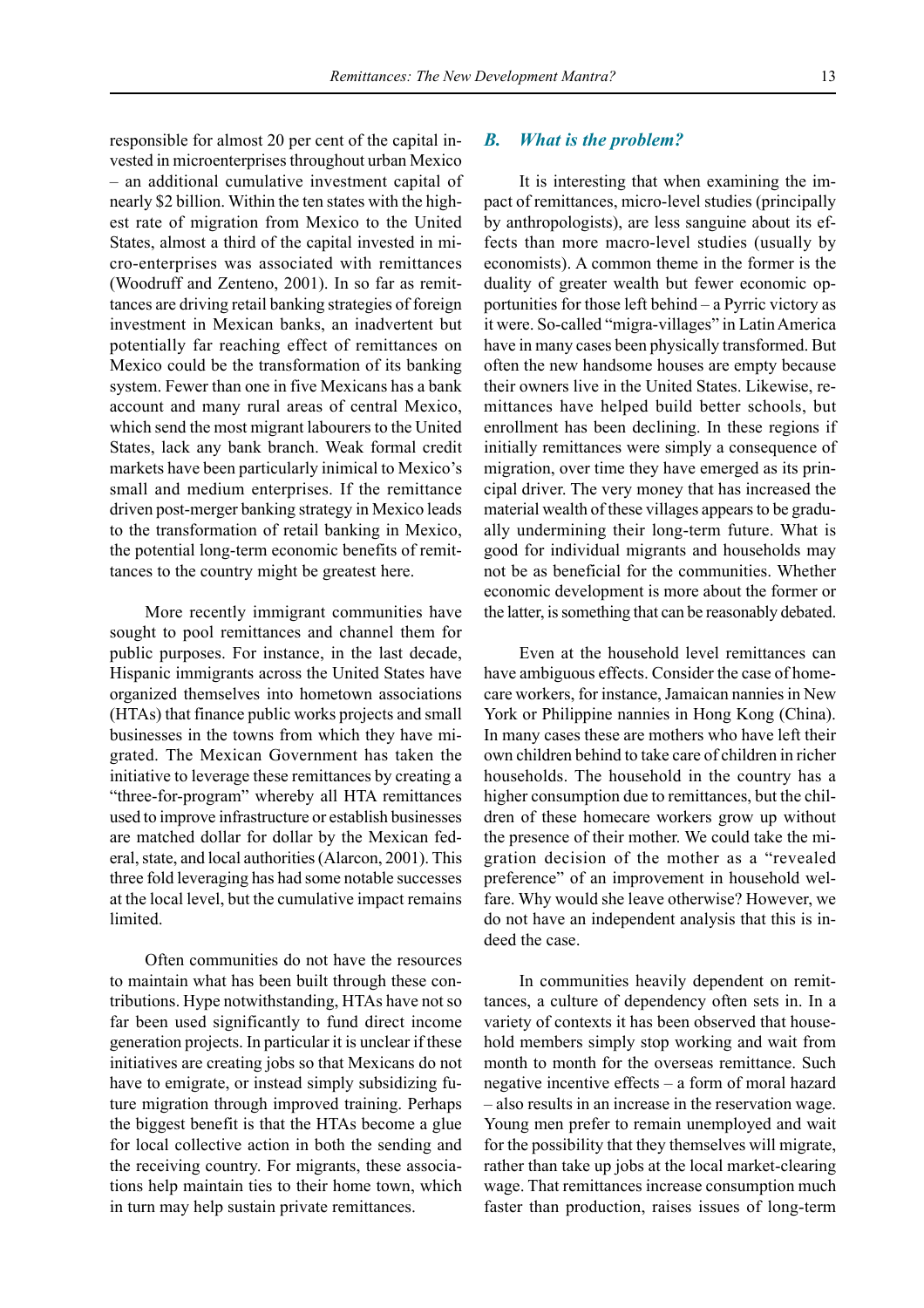responsible for almost 20 per cent of the capital invested in microenterprises throughout urban Mexico – an additional cumulative investment capital of nearly $2 billion. Within the ten states with the highest rate of migration from Mexico to the United States, almost a third of the capital invested in micro-enterprises was associated with remittances (Woodruff and Zenteno, 2001). In so far as remittances are driving retail banking strategies of foreign investment in Mexican banks, an inadvertent but potentially far reaching effect of remittances on Mexico could be the transformation of its banking system. Fewer than one in five Mexicans has a bank account and many rural areas of central Mexico, which send the most migrant labourers to the United States, lack any bank branch. Weak formal credit markets have been particularly inimical to Mexico's small and medium enterprises. If the remittance driven post-merger banking strategy in Mexico leads to the transformation of retail banking in Mexico, the potential long-term economic benefits of remittances to the country might be greatest here.

More recently immigrant communities have sought to pool remittances and channel them for public purposes. For instance, in the last decade, Hispanic immigrants across the United States have organized themselves into hometown associations (HTAs) that finance public works projects and small businesses in the towns from which they have migrated. The Mexican Government has taken the initiative to leverage these remittances by creating a "three-for-program" whereby all HTA remittances used to improve infrastructure or establish businesses are matched dollar for dollar by the Mexican federal, state, and local authorities (Alarcon, 2001). This three fold leveraging has had some notable successes at the local level, but the cumulative impact remains limited.

Often communities do not have the resources to maintain what has been built through these contributions. Hype notwithstanding, HTAs have not so far been used significantly to fund direct income generation projects. In particular it is unclear if these initiatives are creating jobs so that Mexicans do not have to emigrate, or instead simply subsidizing future migration through improved training. Perhaps the biggest benefit is that the HTAs become a glue for local collective action in both the sending and the receiving country. For migrants, these associations help maintain ties to their home town, which in turn may help sustain private remittances.

## *B. What is the problem?*

It is interesting that when examining the impact of remittances, micro-level studies (principally by anthropologists), are less sanguine about its effects than more macro-level studies (usually by economists). A common theme in the former is the duality of greater wealth but fewer economic opportunities for those left behind – a Pyrric victory as it were. So-called "migra-villages" in Latin America have in many cases been physically transformed. But often the new handsome houses are empty because their owners live in the United States. Likewise, remittances have helped build better schools, but enrollment has been declining. In these regions if initially remittances were simply a consequence of migration, over time they have emerged as its principal driver. The very money that has increased the material wealth of these villages appears to be gradually undermining their long-term future. What is good for individual migrants and households may not be as beneficial for the communities. Whether economic development is more about the former or the latter, is something that can be reasonably debated.

Even at the household level remittances can have ambiguous effects. Consider the case of homecare workers, for instance, Jamaican nannies in New York or Philippine nannies in Hong Kong (China). In many cases these are mothers who have left their own children behind to take care of children in richer households. The household in the country has a higher consumption due to remittances, but the children of these homecare workers grow up without the presence of their mother. We could take the migration decision of the mother as a "revealed preference" of an improvement in household welfare. Why would she leave otherwise? However, we do not have an independent analysis that this is indeed the case.

In communities heavily dependent on remittances, a culture of dependency often sets in. In a variety of contexts it has been observed that household members simply stop working and wait from month to month for the overseas remittance. Such negative incentive effects – a form of moral hazard – also results in an increase in the reservation wage. Young men prefer to remain unemployed and wait for the possibility that they themselves will migrate, rather than take up jobs at the local market-clearing wage. That remittances increase consumption much faster than production, raises issues of long-term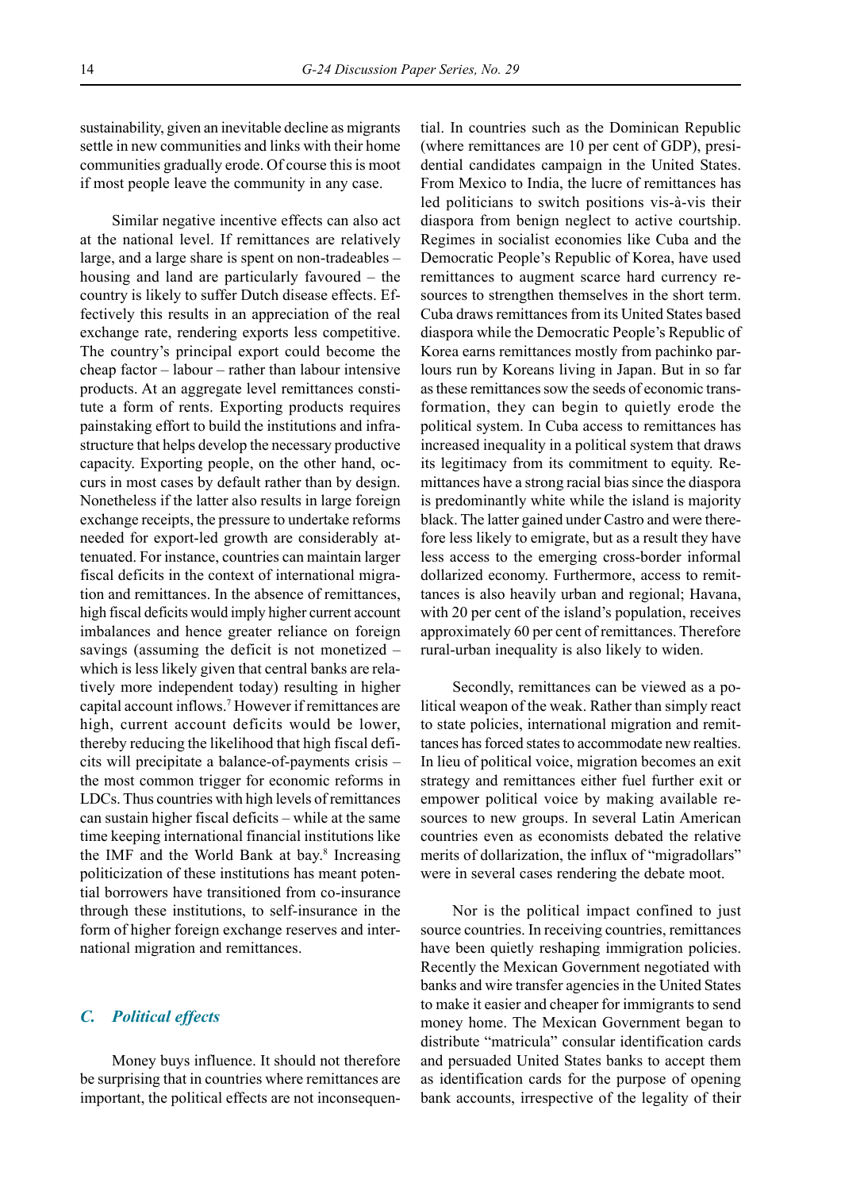sustainability, given an inevitable decline as migrants settle in new communities and links with their home communities gradually erode. Of course this is moot if most people leave the community in any case.

Similar negative incentive effects can also act at the national level. If remittances are relatively large, and a large share is spent on non-tradeables – housing and land are particularly favoured – the country is likely to suffer Dutch disease effects. Effectively this results in an appreciation of the real exchange rate, rendering exports less competitive. The country's principal export could become the cheap factor – labour – rather than labour intensive products. At an aggregate level remittances constitute a form of rents. Exporting products requires painstaking effort to build the institutions and infrastructure that helps develop the necessary productive capacity. Exporting people, on the other hand, occurs in most cases by default rather than by design. Nonetheless if the latter also results in large foreign exchange receipts, the pressure to undertake reforms needed for export-led growth are considerably attenuated. For instance, countries can maintain larger fiscal deficits in the context of international migration and remittances. In the absence of remittances, high fiscal deficits would imply higher current account imbalances and hence greater reliance on foreign savings (assuming the deficit is not monetized – which is less likely given that central banks are relatively more independent today) resulting in higher capital account inflows.[7] However if remittances are high, current account deficits would be lower, thereby reducing the likelihood that high fiscal deficits will precipitate a balance-of-payments crisis – the most common trigger for economic reforms in LDCs. Thus countries with high levels of remittances can sustain higher fiscal deficits – while at the same time keeping international financial institutions like the IMF and the World Bank at bay.[8] Increasing politicization of these institutions has meant potential borrowers have transitioned from co-insurance through these institutions, to self-insurance in the form of higher foreign exchange reserves and international migration and remittances.

### *C. Political effects*

Money buys influence. It should not therefore be surprising that in countries where remittances are important, the political effects are not inconsequential. In countries such as the Dominican Republic (where remittances are 10 per cent of GDP), presidential candidates campaign in the United States. From Mexico to India, the lucre of remittances has led politicians to switch positions vis-à-vis their diaspora from benign neglect to active courtship. Regimes in socialist economies like Cuba and the Democratic People's Republic of Korea, have used remittances to augment scarce hard currency resources to strengthen themselves in the short term. Cuba draws remittances from its United States based diaspora while the Democratic People's Republic of Korea earns remittances mostly from pachinko parlours run by Koreans living in Japan. But in so far as these remittances sow the seeds of economic transformation, they can begin to quietly erode the political system. In Cuba access to remittances has increased inequality in a political system that draws its legitimacy from its commitment to equity. Remittances have a strong racial bias since the diaspora is predominantly white while the island is majority black. The latter gained under Castro and were therefore less likely to emigrate, but as a result they have less access to the emerging cross-border informal dollarized economy. Furthermore, access to remittances is also heavily urban and regional; Havana, with 20 per cent of the island's population, receives approximately 60 per cent of remittances. Therefore rural-urban inequality is also likely to widen.

Secondly, remittances can be viewed as a political weapon of the weak. Rather than simply react to state policies, international migration and remittances has forced states to accommodate new realties. In lieu of political voice, migration becomes an exit strategy and remittances either fuel further exit or empower political voice by making available resources to new groups. In several Latin American countries even as economists debated the relative merits of dollarization, the influx of "migradollars" were in several cases rendering the debate moot.

Nor is the political impact confined to just source countries. In receiving countries, remittances have been quietly reshaping immigration policies. Recently the Mexican Government negotiated with banks and wire transfer agencies in the United States to make it easier and cheaper for immigrants to send money home. The Mexican Government began to distribute "matricula" consular identification cards and persuaded United States banks to accept them as identification cards for the purpose of opening bank accounts, irrespective of the legality of their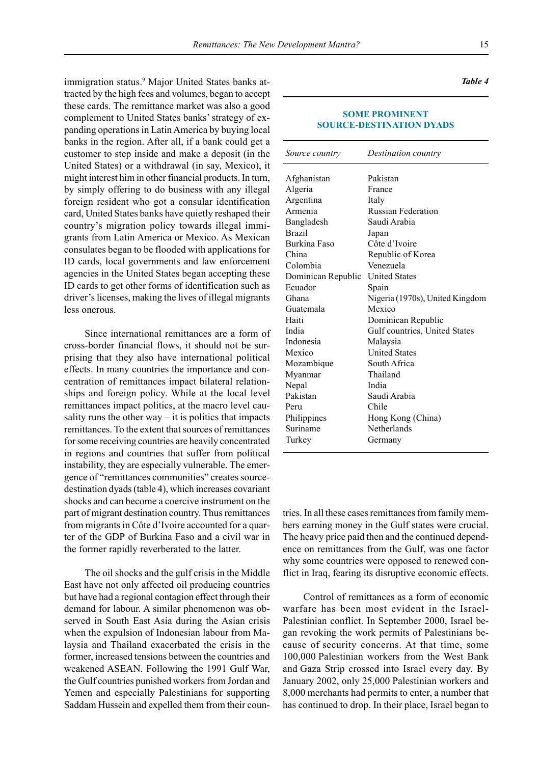immigration status.[9] Major United States banks attracted by the high fees and volumes, began to accept these cards. The remittance market was also a good complement to United States banks' strategy of expanding operations in Latin America by buying local banks in the region. After all, if a bank could get a customer to step inside and make a deposit (in the United States) or a withdrawal (in say, Mexico), it might interest him in other financial products. In turn, by simply offering to do business with any illegal foreign resident who got a consular identification card, United States banks have quietly reshaped their country's migration policy towards illegal immigrants from Latin America or Mexico. As Mexican consulates began to be flooded with applications for ID cards, local governments and law enforcement agencies in the United States began accepting these ID cards to get other forms of identification such as driver's licenses, making the lives of illegal migrants less onerous.

Since international remittances are a form of cross-border financial flows, it should not be surprising that they also have international political effects. In many countries the importance and concentration of remittances impact bilateral relationships and foreign policy. While at the local level remittances impact politics, at the macro level causality runs the other way – it is politics that impacts remittances. To the extent that sources of remittances for some receiving countries are heavily concentrated in regions and countries that suffer from political instability, they are especially vulnerable. The emergence of "remittances communities" creates source-destination dyads (table 4), which increases covariant shocks and can become a coercive instrument on the part of migrant destination country. Thus remittances from migrants in Côte d'Ivoire accounted for a quarter of the GDP of Burkina Faso and a civil war in the former rapidly reverberated to the latter.

*Table 4*

**SOME PROMINENT SOURCE-DESTINATION DYADS**

| *Source country* | *Destination country* |
|---|---|
| Afghanistan | Pakistan |
| Algeria | France |
| Argentina | Italy |
| Armenia | Russian Federation |
| Bangladesh | Saudi Arabia |
| Brazil | Japan |
| Burkina Faso | Côte d'Ivoire |
| China | Republic of Korea |
| Colombia | Venezuela |
| Dominican Republic | United States |
| Ecuador | Spain |
| Ghana | Nigeria (1970s), United Kingdom |
| Guatemala | Mexico |
| Haiti | Dominican Republic |
| India | Gulf countries, United States |
| Indonesia | Malaysia |
| Mexico | United States |
| Mozambique | South Africa |
| Myanmar | Thailand |
| Nepal | India |
| Pakistan | Saudi Arabia |
| Peru | Chile |
| Philippines | Hong Kong (China) |
| Suriname | Netherlands |
| Turkey | Germany |

The oil shocks and the gulf crisis in the Middle East have not only affected oil producing countries but have had a regional contagion effect through their demand for labour. A similar phenomenon was observed in South East Asia during the Asian crisis when the expulsion of Indonesian labour from Malaysia and Thailand exacerbated the crisis in the former, increased tensions between the countries and weakened ASEAN. Following the 1991 Gulf War, the Gulf countries punished workers from Jordan and Yemen and especially Palestinians for supporting Saddam Hussein and expelled them from their countries. In all these cases remittances from family members earning money in the Gulf states were crucial. The heavy price paid then and the continued dependence on remittances from the Gulf, was one factor why some countries were opposed to renewed conflict in Iraq, fearing its disruptive economic effects.

Control of remittances as a form of economic warfare has been most evident in the Israel-Palestinian conflict. In September 2000, Israel began revoking the work permits of Palestinians because of security concerns. At that time, some 100,000 Palestinian workers from the West Bank and Gaza Strip crossed into Israel every day. By January 2002, only 25,000 Palestinian workers and 8,000 merchants had permits to enter, a number that has continued to drop. In their place, Israel began to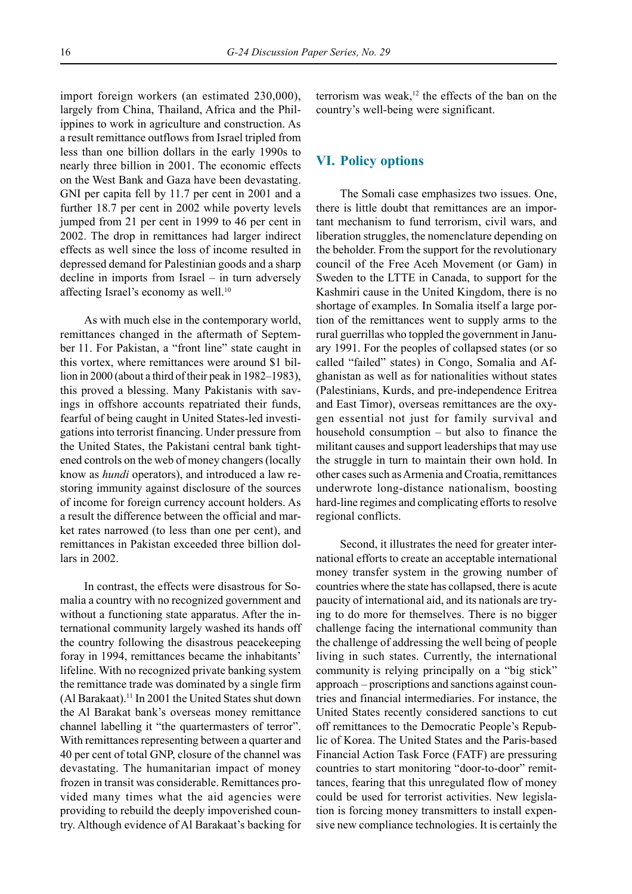import foreign workers (an estimated 230,000), largely from China, Thailand, Africa and the Philippines to work in agriculture and construction. As a result remittance outflows from Israel tripled from less than one billion dollars in the early 1990s to nearly three billion in 2001. The economic effects on the West Bank and Gaza have been devastating. GNI per capita fell by 11.7 per cent in 2001 and a further 18.7 per cent in 2002 while poverty levels jumped from 21 per cent in 1999 to 46 per cent in 2002. The drop in remittances had larger indirect effects as well since the loss of income resulted in depressed demand for Palestinian goods and a sharp decline in imports from Israel – in turn adversely affecting Israel's economy as well.[10]

As with much else in the contemporary world, remittances changed in the aftermath of September 11. For Pakistan, a "front line" state caught in this vortex, where remittances were around $1 billion in 2000 (about a third of their peak in 1982–1983), this proved a blessing. Many Pakistanis with savings in offshore accounts repatriated their funds, fearful of being caught in United States-led investigations into terrorist financing. Under pressure from the United States, the Pakistani central bank tightened controls on the web of money changers (locally know as *hundi* operators), and introduced a law restoring immunity against disclosure of the sources of income for foreign currency account holders. As a result the difference between the official and market rates narrowed (to less than one per cent), and remittances in Pakistan exceeded three billion dollars in 2002.

In contrast, the effects were disastrous for Somalia a country with no recognized government and without a functioning state apparatus. After the international community largely washed its hands off the country following the disastrous peacekeeping foray in 1994, remittances became the inhabitants' lifeline. With no recognized private banking system the remittance trade was dominated by a single firm (Al Barakaat).[11] In 2001 the United States shut down the Al Barakat bank's overseas money remittance channel labelling it "the quartermasters of terror". With remittances representing between a quarter and 40 per cent of total GNP, closure of the channel was devastating. The humanitarian impact of money frozen in transit was considerable. Remittances provided many times what the aid agencies were providing to rebuild the deeply impoverished country. Although evidence of Al Barakaat's backing for terrorism was weak,[12] the effects of the ban on the country's well-being were significant.

## VI. Policy options

The Somali case emphasizes two issues. One, there is little doubt that remittances are an important mechanism to fund terrorism, civil wars, and liberation struggles, the nomenclature depending on the beholder. From the support for the revolutionary council of the Free Aceh Movement (or Gam) in Sweden to the LTTE in Canada, to support for the Kashmiri cause in the United Kingdom, there is no shortage of examples. In Somalia itself a large portion of the remittances went to supply arms to the rural guerrillas who toppled the government in January 1991. For the peoples of collapsed states (or so called "failed" states) in Congo, Somalia and Afghanistan as well as for nationalities without states (Palestinians, Kurds, and pre-independence Eritrea and East Timor), overseas remittances are the oxygen essential not just for family survival and household consumption – but also to finance the militant causes and support leaderships that may use the struggle in turn to maintain their own hold. In other cases such as Armenia and Croatia, remittances underwrote long-distance nationalism, boosting hard-line regimes and complicating efforts to resolve regional conflicts.

Second, it illustrates the need for greater international efforts to create an acceptable international money transfer system in the growing number of countries where the state has collapsed, there is acute paucity of international aid, and its nationals are trying to do more for themselves. There is no bigger challenge facing the international community than the challenge of addressing the well being of people living in such states. Currently, the international community is relying principally on a "big stick" approach – proscriptions and sanctions against countries and financial intermediaries. For instance, the United States recently considered sanctions to cut off remittances to the Democratic People's Republic of Korea. The United States and the Paris-based Financial Action Task Force (FATF) are pressuring countries to start monitoring "door-to-door" remittances, fearing that this unregulated flow of money could be used for terrorist activities. New legislation is forcing money transmitters to install expensive new compliance technologies. It is certainly the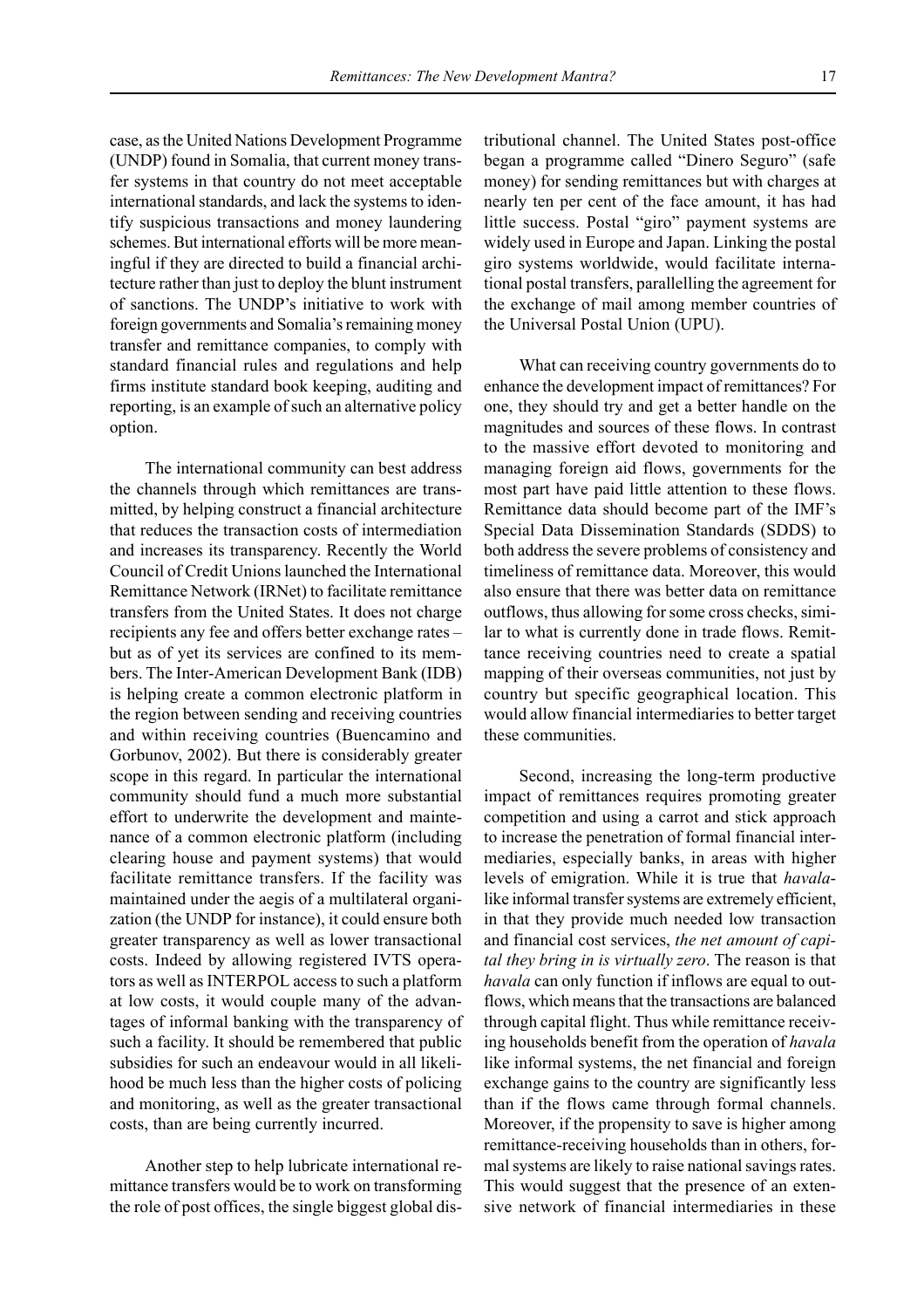case, as the United Nations Development Programme (UNDP) found in Somalia, that current money transfer systems in that country do not meet acceptable international standards, and lack the systems to identify suspicious transactions and money laundering schemes. But international efforts will be more meaningful if they are directed to build a financial architecture rather than just to deploy the blunt instrument of sanctions. The UNDP's initiative to work with foreign governments and Somalia's remaining money transfer and remittance companies, to comply with standard financial rules and regulations and help firms institute standard book keeping, auditing and reporting, is an example of such an alternative policy option.

The international community can best address the channels through which remittances are transmitted, by helping construct a financial architecture that reduces the transaction costs of intermediation and increases its transparency. Recently the World Council of Credit Unions launched the International Remittance Network (IRNet) to facilitate remittance transfers from the United States. It does not charge recipients any fee and offers better exchange rates – but as of yet its services are confined to its members. The Inter-American Development Bank (IDB) is helping create a common electronic platform in the region between sending and receiving countries and within receiving countries (Buencamino and Gorbunov, 2002). But there is considerably greater scope in this regard. In particular the international community should fund a much more substantial effort to underwrite the development and maintenance of a common electronic platform (including clearing house and payment systems) that would facilitate remittance transfers. If the facility was maintained under the aegis of a multilateral organization (the UNDP for instance), it could ensure both greater transparency as well as lower transactional costs. Indeed by allowing registered IVTS operators as well as INTERPOL access to such a platform at low costs, it would couple many of the advantages of informal banking with the transparency of such a facility. It should be remembered that public subsidies for such an endeavour would in all likelihood be much less than the higher costs of policing and monitoring, as well as the greater transactional costs, than are being currently incurred.

Another step to help lubricate international remittance transfers would be to work on transforming the role of post offices, the single biggest global distributional channel. The United States post-office began a programme called "Dinero Seguro" (safe money) for sending remittances but with charges at nearly ten per cent of the face amount, it has had little success. Postal "giro" payment systems are widely used in Europe and Japan. Linking the postal giro systems worldwide, would facilitate international postal transfers, parallelling the agreement for the exchange of mail among member countries of the Universal Postal Union (UPU).

What can receiving country governments do to enhance the development impact of remittances? For one, they should try and get a better handle on the magnitudes and sources of these flows. In contrast to the massive effort devoted to monitoring and managing foreign aid flows, governments for the most part have paid little attention to these flows. Remittance data should become part of the IMF's Special Data Dissemination Standards (SDDS) to both address the severe problems of consistency and timeliness of remittance data. Moreover, this would also ensure that there was better data on remittance outflows, thus allowing for some cross checks, similar to what is currently done in trade flows. Remittance receiving countries need to create a spatial mapping of their overseas communities, not just by country but specific geographical location. This would allow financial intermediaries to better target these communities.

Second, increasing the long-term productive impact of remittances requires promoting greater competition and using a carrot and stick approach to increase the penetration of formal financial intermediaries, especially banks, in areas with higher levels of emigration. While it is true that *havala*-like informal transfer systems are extremely efficient, in that they provide much needed low transaction and financial cost services, *the net amount of capital they bring in is virtually zero*. The reason is that *havala* can only function if inflows are equal to outflows, which means that the transactions are balanced through capital flight. Thus while remittance receiving households benefit from the operation of *havala* like informal systems, the net financial and foreign exchange gains to the country are significantly less than if the flows came through formal channels. Moreover, if the propensity to save is higher among remittance-receiving households than in others, formal systems are likely to raise national savings rates. This would suggest that the presence of an extensive network of financial intermediaries in these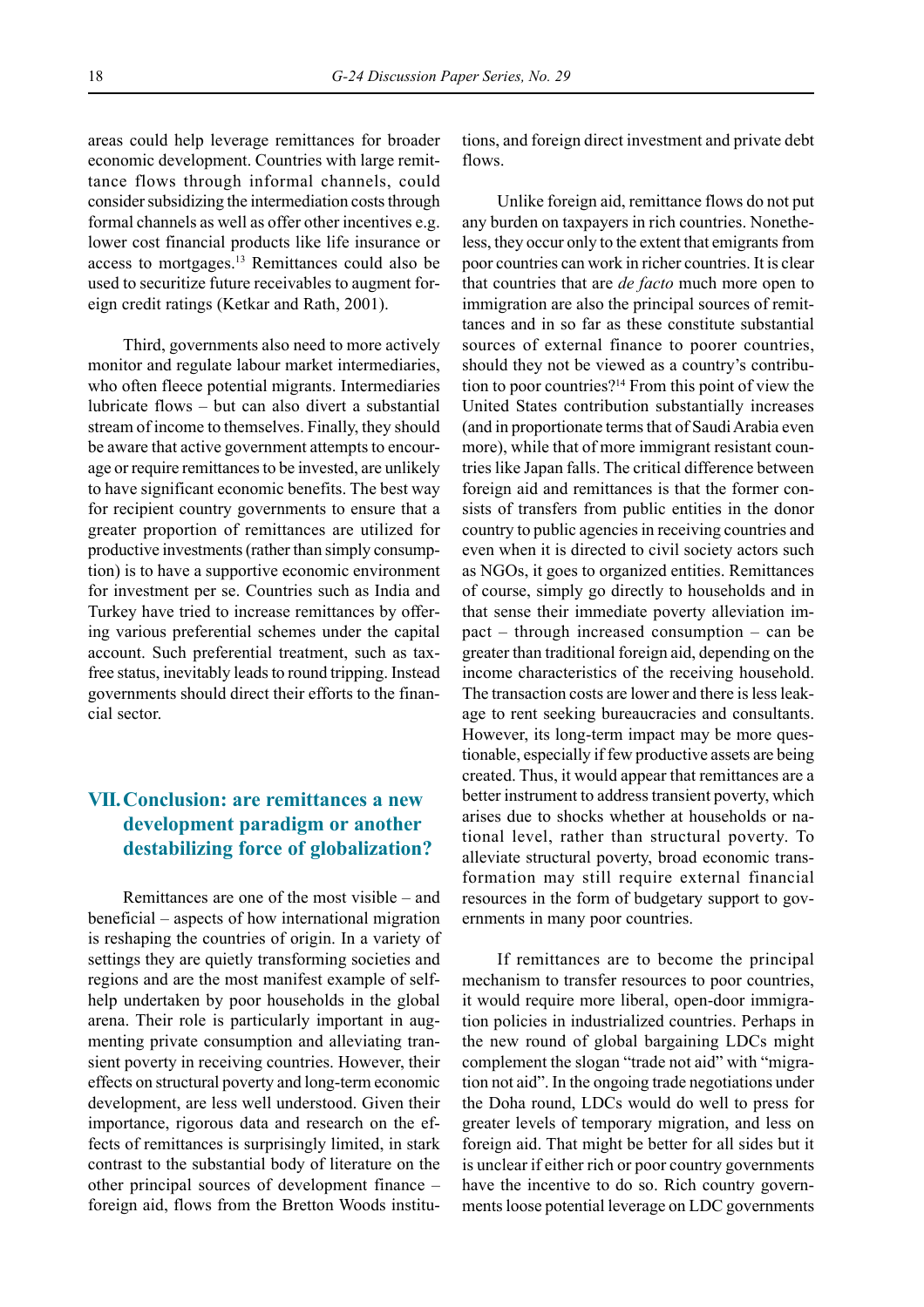areas could help leverage remittances for broader economic development. Countries with large remittance flows through informal channels, could consider subsidizing the intermediation costs through formal channels as well as offer other incentives e.g. lower cost financial products like life insurance or access to mortgages.[13] Remittances could also be used to securitize future receivables to augment foreign credit ratings (Ketkar and Rath, 2001).

Third, governments also need to more actively monitor and regulate labour market intermediaries, who often fleece potential migrants. Intermediaries lubricate flows – but can also divert a substantial stream of income to themselves. Finally, they should be aware that active government attempts to encourage or require remittances to be invested, are unlikely to have significant economic benefits. The best way for recipient country governments to ensure that a greater proportion of remittances are utilized for productive investments (rather than simply consumption) is to have a supportive economic environment for investment per se. Countries such as India and Turkey have tried to increase remittances by offering various preferential schemes under the capital account. Such preferential treatment, such as tax-free status, inevitably leads to round tripping. Instead governments should direct their efforts to the financial sector.

## VII. Conclusion: are remittances a new development paradigm or another destabilizing force of globalization?

Remittances are one of the most visible – and beneficial – aspects of how international migration is reshaping the countries of origin. In a variety of settings they are quietly transforming societies and regions and are the most manifest example of self-help undertaken by poor households in the global arena. Their role is particularly important in augmenting private consumption and alleviating transient poverty in receiving countries. However, their effects on structural poverty and long-term economic development, are less well understood. Given their importance, rigorous data and research on the effects of remittances is surprisingly limited, in stark contrast to the substantial body of literature on the other principal sources of development finance – foreign aid, flows from the Bretton Woods institutions, and foreign direct investment and private debt flows.

Unlike foreign aid, remittance flows do not put any burden on taxpayers in rich countries. Nonetheless, they occur only to the extent that emigrants from poor countries can work in richer countries. It is clear that countries that are *de facto* much more open to immigration are also the principal sources of remittances and in so far as these constitute substantial sources of external finance to poorer countries, should they not be viewed as a country's contribution to poor countries?[14] From this point of view the United States contribution substantially increases (and in proportionate terms that of Saudi Arabia even more), while that of more immigrant resistant countries like Japan falls. The critical difference between foreign aid and remittances is that the former consists of transfers from public entities in the donor country to public agencies in receiving countries and even when it is directed to civil society actors such as NGOs, it goes to organized entities. Remittances of course, simply go directly to households and in that sense their immediate poverty alleviation impact – through increased consumption – can be greater than traditional foreign aid, depending on the income characteristics of the receiving household. The transaction costs are lower and there is less leakage to rent seeking bureaucracies and consultants. However, its long-term impact may be more questionable, especially if few productive assets are being created. Thus, it would appear that remittances are a better instrument to address transient poverty, which arises due to shocks whether at households or national level, rather than structural poverty. To alleviate structural poverty, broad economic transformation may still require external financial resources in the form of budgetary support to governments in many poor countries.

If remittances are to become the principal mechanism to transfer resources to poor countries, it would require more liberal, open-door immigration policies in industrialized countries. Perhaps in the new round of global bargaining LDCs might complement the slogan "trade not aid" with "migration not aid". In the ongoing trade negotiations under the Doha round, LDCs would do well to press for greater levels of temporary migration, and less on foreign aid. That might be better for all sides but it is unclear if either rich or poor country governments have the incentive to do so. Rich country governments loose potential leverage on LDC governments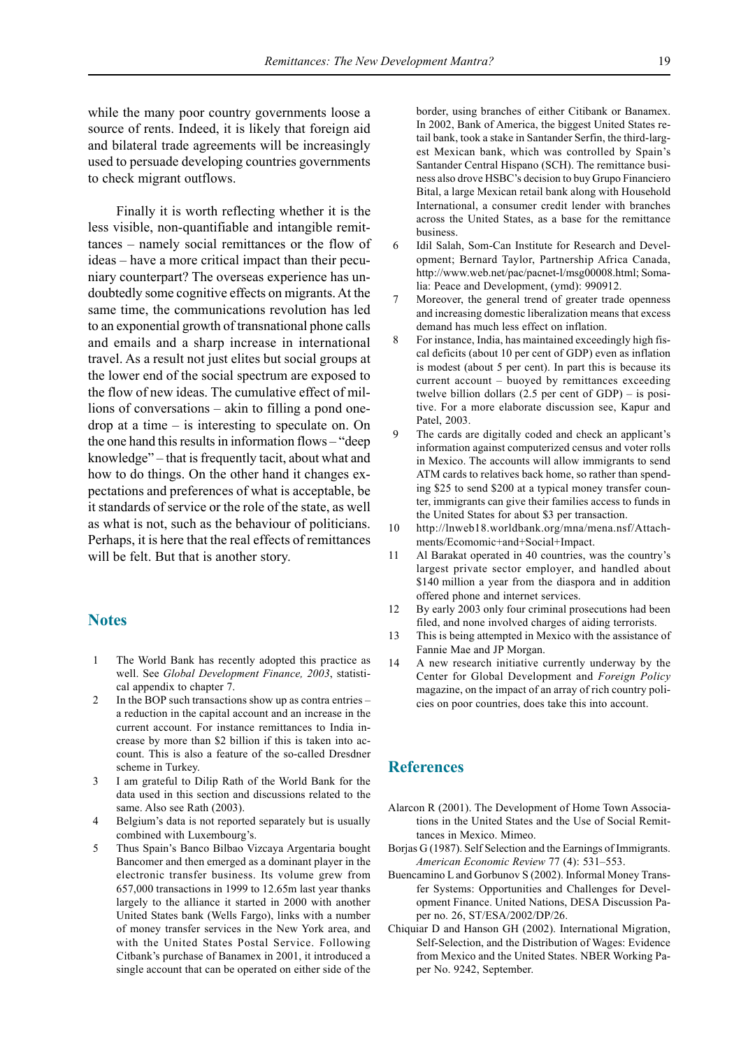while the many poor country governments loose a source of rents. Indeed, it is likely that foreign aid and bilateral trade agreements will be increasingly used to persuade developing countries governments to check migrant outflows.

Finally it is worth reflecting whether it is the less visible, non-quantifiable and intangible remittances – namely social remittances or the flow of ideas – have a more critical impact than their pecuniary counterpart? The overseas experience has undoubtedly some cognitive effects on migrants. At the same time, the communications revolution has led to an exponential growth of transnational phone calls and emails and a sharp increase in international travel. As a result not just elites but social groups at the lower end of the social spectrum are exposed to the flow of new ideas. The cumulative effect of millions of conversations – akin to filling a pond one-drop at a time – is interesting to speculate on. On the one hand this results in information flows – "deep knowledge" – that is frequently tacit, about what and how to do things. On the other hand it changes expectations and preferences of what is acceptable, be it standards of service or the role of the state, as well as what is not, such as the behaviour of politicians. Perhaps, it is here that the real effects of remittances will be felt. But that is another story.

## Notes

1. The World Bank has recently adopted this practice as well. See *Global Development Finance, 2003*, statistical appendix to chapter 7.
2. In the BOP such transactions show up as contra entries – a reduction in the capital account and an increase in the current account. For instance remittances to India increase by more than $2 billion if this is taken into account. This is also a feature of the so-called Dresdner scheme in Turkey.
3. I am grateful to Dilip Rath of the World Bank for the data used in this section and discussions related to the same. Also see Rath (2003).
4. Belgium's data is not reported separately but is usually combined with Luxembourg's.
5. Thus Spain's Banco Bilbao Vizcaya Argentaria bought Bancomer and then emerged as a dominant player in the electronic transfer business. Its volume grew from 657,000 transactions in 1999 to 12.65m last year thanks largely to the alliance it started in 2000 with another United States bank (Wells Fargo), links with a number of money transfer services in the New York area, and with the United States Postal Service. Following Citbank's purchase of Banamex in 2001, it introduced a single account that can be operated on either side of the border, using branches of either Citibank or Banamex. In 2002, Bank of America, the biggest United States retail bank, took a stake in Santander Serfin, the third-largest Mexican bank, which was controlled by Spain's Santander Central Hispano (SCH). The remittance business also drove HSBC's decision to buy Grupo Financiero Bital, a large Mexican retail bank along with Household International, a consumer credit lender with branches across the United States, as a base for the remittance business.
6. Idil Salah, Som-Can Institute for Research and Development; Bernard Taylor, Partnership Africa Canada, http://www.web.net/pac/pacnet-l/msg00008.html; Somalia: Peace and Development, (ymd): 990912.
7. Moreover, the general trend of greater trade openness and increasing domestic liberalization means that excess demand has much less effect on inflation.
8. For instance, India, has maintained exceedingly high fiscal deficits (about 10 per cent of GDP) even as inflation is modest (about 5 per cent). In part this is because its current account – buoyed by remittances exceeding twelve billion dollars (2.5 per cent of GDP) – is positive. For a more elaborate discussion see, Kapur and Patel, 2003.
9. The cards are digitally coded and check an applicant's information against computerized census and voter rolls in Mexico. The accounts will allow immigrants to send ATM cards to relatives back home, so rather than spending $25 to send $200 at a typical money transfer counter, immigrants can give their families access to funds in the United States for about $3 per transaction.
10. http://lnweb18.worldbank.org/mna/mena.nsf/Attachments/Ecomomic+and+Social+Impact.
11. Al Barakat operated in 40 countries, was the country's largest private sector employer, and handled about $140 million a year from the diaspora and in addition offered phone and internet services.
12. By early 2003 only four criminal prosecutions had been filed, and none involved charges of aiding terrorists.
13. This is being attempted in Mexico with the assistance of Fannie Mae and JP Morgan.
14. A new research initiative currently underway by the Center for Global Development and *Foreign Policy* magazine, on the impact of an array of rich country policies on poor countries, does take this into account.

## References

Alarcon R (2001). The Development of Home Town Associations in the United States and the Use of Social Remittances in Mexico. Mimeo.

Borjas G (1987). Self Selection and the Earnings of Immigrants. *American Economic Review* 77 (4): 531–553.

Buencamino L and Gorbunov S (2002). Informal Money Transfer Systems: Opportunities and Challenges for Development Finance. United Nations, DESA Discussion Paper no. 26, ST/ESA/2002/DP/26.

Chiquiar D and Hanson GH (2002). International Migration, Self-Selection, and the Distribution of Wages: Evidence from Mexico and the United States. NBER Working Paper No. 9242, September.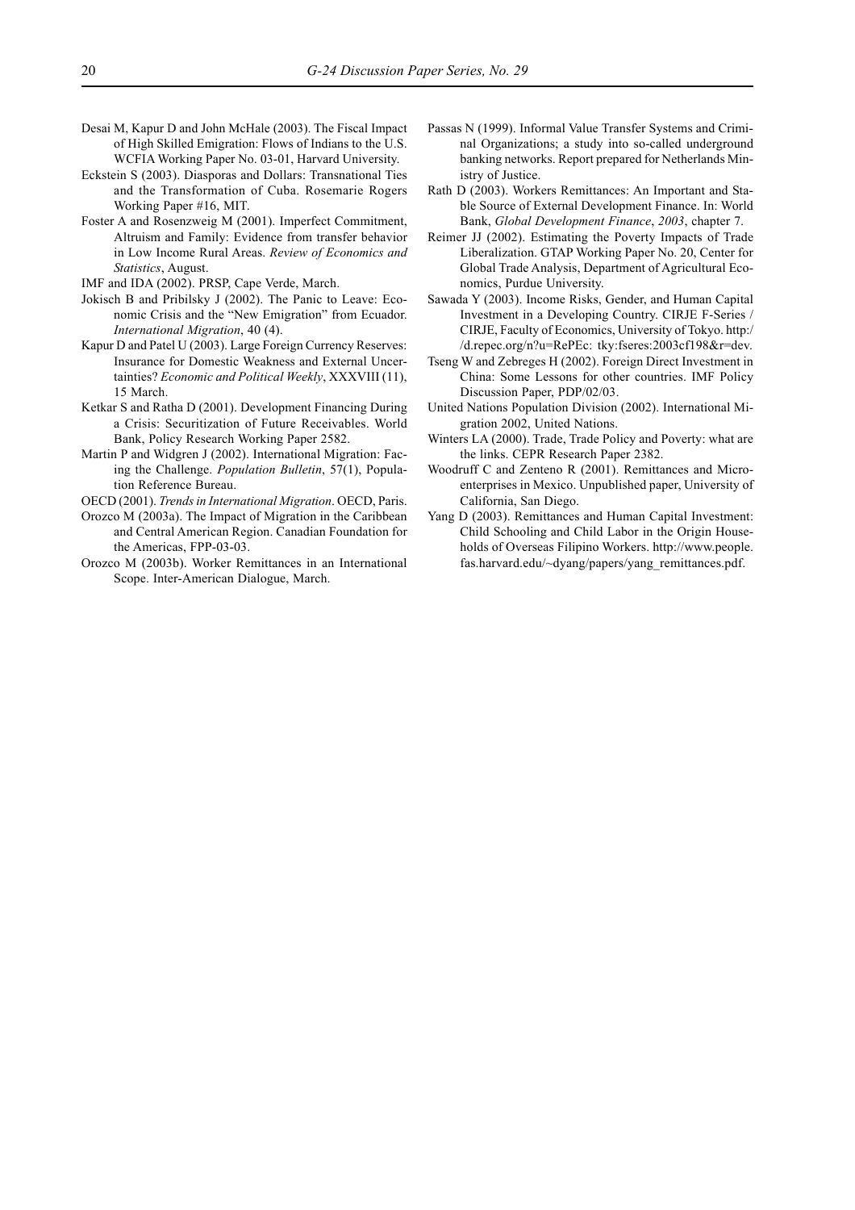Desai M, Kapur D and John McHale (2003). The Fiscal Impact of High Skilled Emigration: Flows of Indians to the U.S. WCFIA Working Paper No. 03-01, Harvard University.

Eckstein S (2003). Diasporas and Dollars: Transnational Ties and the Transformation of Cuba. Rosemarie Rogers Working Paper #16, MIT.

Foster A and Rosenzweig M (2001). Imperfect Commitment, Altruism and Family: Evidence from transfer behavior in Low Income Rural Areas. *Review of Economics and Statistics*, August.

IMF and IDA (2002). PRSP, Cape Verde, March.

Jokisch B and Pribilsky J (2002). The Panic to Leave: Economic Crisis and the "New Emigration" from Ecuador. *International Migration*, 40 (4).

Kapur D and Patel U (2003). Large Foreign Currency Reserves: Insurance for Domestic Weakness and External Uncertainties? *Economic and Political Weekly*, XXXVIII (11), 15 March.

Ketkar S and Ratha D (2001). Development Financing During a Crisis: Securitization of Future Receivables. World Bank, Policy Research Working Paper 2582.

Martin P and Widgren J (2002). International Migration: Facing the Challenge. *Population Bulletin*, 57(1), Population Reference Bureau.

OECD (2001). *Trends in International Migration*. OECD, Paris.

Orozco M (2003a). The Impact of Migration in the Caribbean and Central American Region. Canadian Foundation for the Americas, FPP-03-03.

Orozco M (2003b). Worker Remittances in an International Scope. Inter-American Dialogue, March.

Passas N (1999). Informal Value Transfer Systems and Criminal Organizations; a study into so-called underground banking networks. Report prepared for Netherlands Ministry of Justice.

Rath D (2003). Workers Remittances: An Important and Stable Source of External Development Finance. In: World Bank, *Global Development Finance*, *2003*, chapter 7.

Reimer JJ (2002). Estimating the Poverty Impacts of Trade Liberalization. GTAP Working Paper No. 20, Center for Global Trade Analysis, Department of Agricultural Economics, Purdue University.

Sawada Y (2003). Income Risks, Gender, and Human Capital Investment in a Developing Country. CIRJE F-Series / CIRJE, Faculty of Economics, University of Tokyo. http://d.repec.org/n?u=RePEc: tky:fseres:2003cf198&r=dev.

Tseng W and Zebreges H (2002). Foreign Direct Investment in China: Some Lessons for other countries. IMF Policy Discussion Paper, PDP/02/03.

United Nations Population Division (2002). International Migration 2002, United Nations.

Winters LA (2000). Trade, Trade Policy and Poverty: what are the links. CEPR Research Paper 2382.

Woodruff C and Zenteno R (2001). Remittances and Microenterprises in Mexico. Unpublished paper, University of California, San Diego.

Yang D (2003). Remittances and Human Capital Investment: Child Schooling and Child Labor in the Origin Households of Overseas Filipino Workers. http://www.people.fas.harvard.edu/~dyang/papers/yang_remittances.pdf.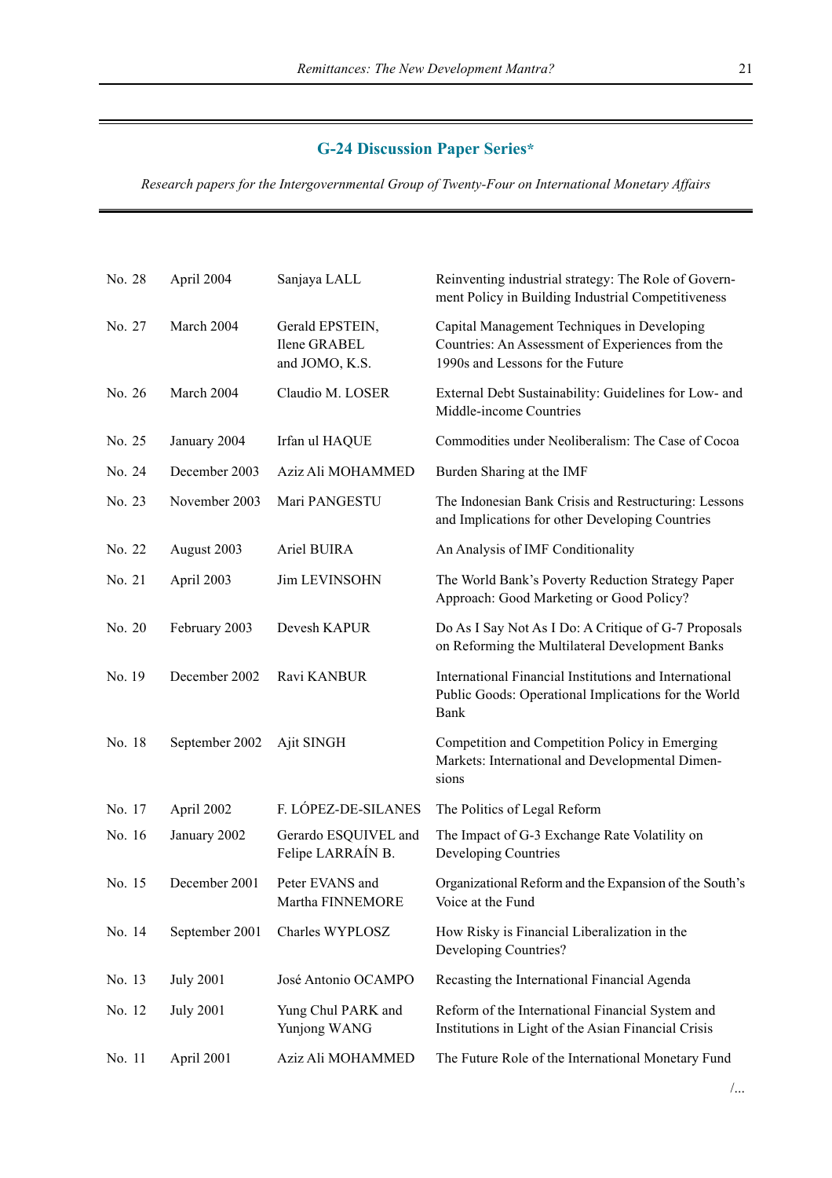## G-24 Discussion Paper Series*

*Research papers for the Intergovernmental Group of Twenty-Four on International Monetary Affairs*

| | | | |
|---|---|---|---|
| No. 28 | April 2004 | Sanjaya LALL | Reinventing industrial strategy: The Role of Government Policy in Building Industrial Competitiveness |
| No. 27 | March 2004 | Gerald EPSTEIN, Ilene GRABEL and JOMO, K.S. | Capital Management Techniques in Developing Countries: An Assessment of Experiences from the 1990s and Lessons for the Future |
| No. 26 | March 2004 | Claudio M. LOSER | External Debt Sustainability: Guidelines for Low- and Middle-income Countries |
| No. 25 | January 2004 | Irfan ul HAQUE | Commodities under Neoliberalism: The Case of Cocoa |
| No. 24 | December 2003 | Aziz Ali MOHAMMED | Burden Sharing at the IMF |
| No. 23 | November 2003 | Mari PANGESTU | The Indonesian Bank Crisis and Restructuring: Lessons and Implications for other Developing Countries |
| No. 22 | August 2003 | Ariel BUIRA | An Analysis of IMF Conditionality |
| No. 21 | April 2003 | Jim LEVINSOHN | The World Bank's Poverty Reduction Strategy Paper Approach: Good Marketing or Good Policy? |
| No. 20 | February 2003 | Devesh KAPUR | Do As I Say Not As I Do: A Critique of G-7 Proposals on Reforming the Multilateral Development Banks |
| No. 19 | December 2002 | Ravi KANBUR | International Financial Institutions and International Public Goods: Operational Implications for the World Bank |
| No. 18 | September 2002 | Ajit SINGH | Competition and Competition Policy in Emerging Markets: International and Developmental Dimensions |
| No. 17 | April 2002 | F. LÓPEZ-DE-SILANES | The Politics of Legal Reform |
| No. 16 | January 2002 | Gerardo ESQUIVEL and Felipe LARRAÍN B. | The Impact of G-3 Exchange Rate Volatility on Developing Countries |
| No. 15 | December 2001 | Peter EVANS and Martha FINNEMORE | Organizational Reform and the Expansion of the South's Voice at the Fund |
| No. 14 | September 2001 | Charles WYPLOSZ | How Risky is Financial Liberalization in the Developing Countries? |
| No. 13 | July 2001 | José Antonio OCAMPO | Recasting the International Financial Agenda |
| No. 12 | July 2001 | Yung Chul PARK and Yunjong WANG | Reform of the International Financial System and Institutions in Light of the Asian Financial Crisis |
| No. 11 | April 2001 | Aziz Ali MOHAMMED | The Future Role of the International Monetary Fund |

/...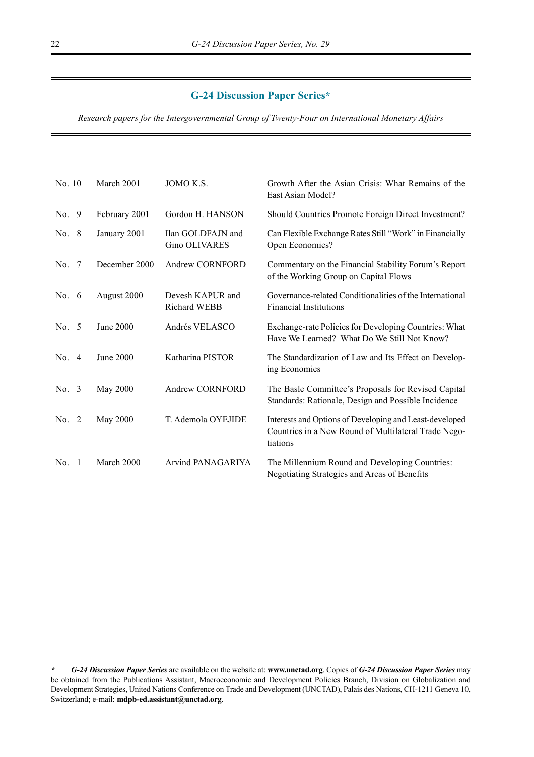## G-24 Discussion Paper Series*

*Research papers for the Intergovernmental Group of Twenty-Four on International Monetary Affairs*

| | | | |
|---|---|---|---|
| No. 10 | March 2001 | JOMO K.S. | Growth After the Asian Crisis: What Remains of the East Asian Model? |
| No. 9 | February 2001 | Gordon H. HANSON | Should Countries Promote Foreign Direct Investment? |
| No. 8 | January 2001 | Ilan GOLDFAJN and Gino OLIVARES | Can Flexible Exchange Rates Still "Work" in Financially Open Economies? |
| No. 7 | December 2000 | Andrew CORNFORD | Commentary on the Financial Stability Forum's Report of the Working Group on Capital Flows |
| No. 6 | August 2000 | Devesh KAPUR and Richard WEBB | Governance-related Conditionalities of the International Financial Institutions |
| No. 5 | June 2000 | Andrés VELASCO | Exchange-rate Policies for Developing Countries: What Have We Learned? What Do We Still Not Know? |
| No. 4 | June 2000 | Katharina PISTOR | The Standardization of Law and Its Effect on Developing Economies |
| No. 3 | May 2000 | Andrew CORNFORD | The Basle Committee's Proposals for Revised Capital Standards: Rationale, Design and Possible Incidence |
| No. 2 | May 2000 | T. Ademola OYEJIDE | Interests and Options of Developing and Least-developed Countries in a New Round of Multilateral Trade Negotiations |
| No. 1 | March 2000 | Arvind PANAGARIYA | The Millennium Round and Developing Countries: Negotiating Strategies and Areas of Benefits |

\* ***G-24 Discussion Paper Series*** are available on the website at: **www.unctad.org**. Copies of ***G-24 Discussion Paper Series*** may be obtained from the Publications Assistant, Macroeconomic and Development Policies Branch, Division on Globalization and Development Strategies, United Nations Conference on Trade and Development (UNCTAD), Palais des Nations, CH-1211 Geneva 10, Switzerland; e-mail: **mdpb-ed.assistant@unctad.org**.